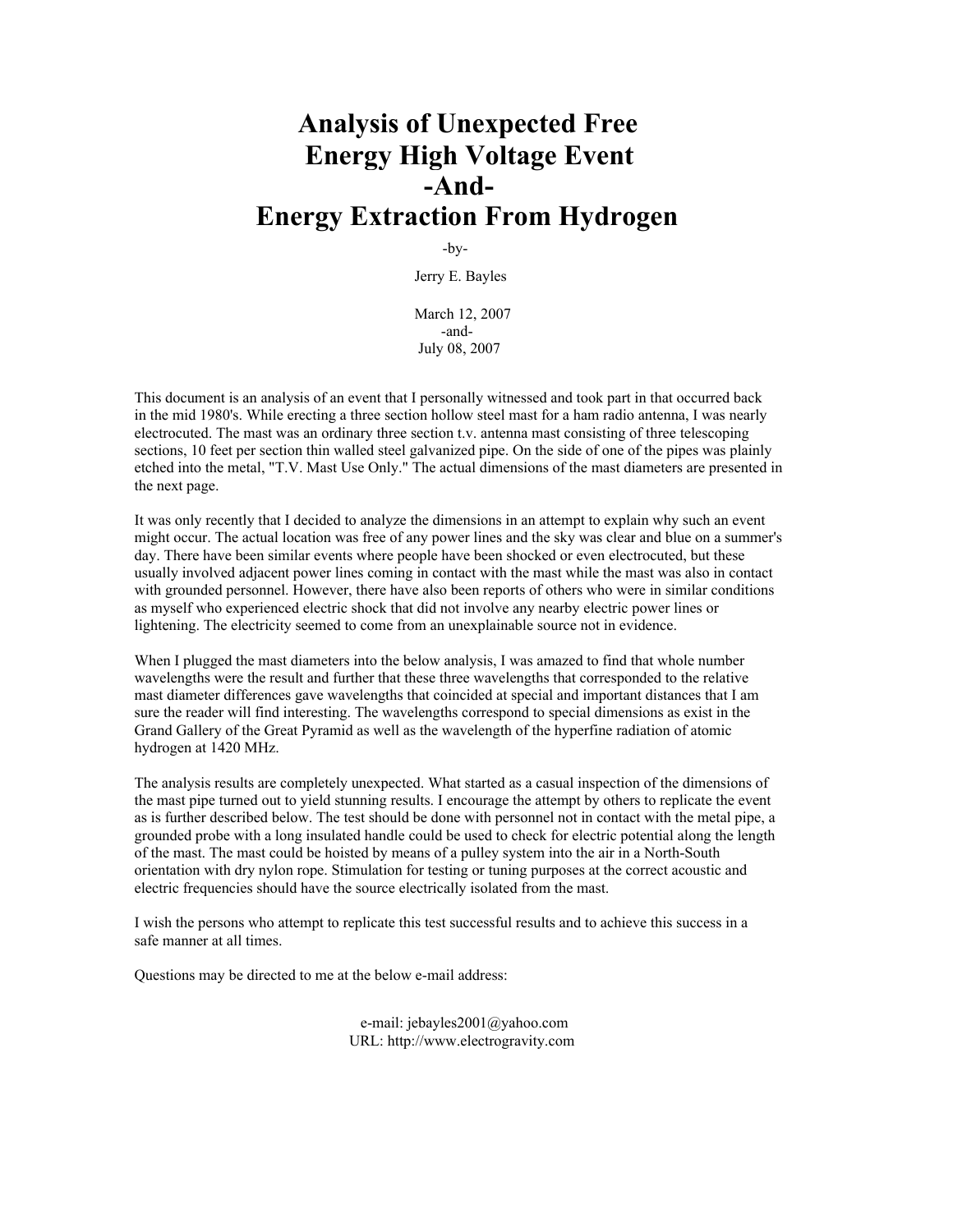# Analysis of Unexpected Free Energy High Voltage Event -And- Energy Extraction From Hydrogen

-by-

Jerry E. Bayles

March 12, 2007
-and-
July 08, 2007

This document is an analysis of an event that I personally witnessed and took part in that occurred back in the mid 1980's. While erecting a three section hollow steel mast for a ham radio antenna, I was nearly electrocuted. The mast was an ordinary three section t.v. antenna mast consisting of three telescoping sections, 10 feet per section thin walled steel galvanized pipe. On the side of one of the pipes was plainly etched into the metal, "T.V. Mast Use Only." The actual dimensions of the mast diameters are presented in the next page.

It was only recently that I decided to analyze the dimensions in an attempt to explain why such an event might occur. The actual location was free of any power lines and the sky was clear and blue on a summer's day. There have been similar events where people have been shocked or even electrocuted, but these usually involved adjacent power lines coming in contact with the mast while the mast was also in contact with grounded personnel. However, there have also been reports of others who were in similar conditions as myself who experienced electric shock that did not involve any nearby electric power lines or lightening. The electricity seemed to come from an unexplainable source not in evidence.

When I plugged the mast diameters into the below analysis, I was amazed to find that whole number wavelengths were the result and further that these three wavelengths that corresponded to the relative mast diameter differences gave wavelengths that coincided at special and important distances that I am sure the reader will find interesting. The wavelengths correspond to special dimensions as exist in the Grand Gallery of the Great Pyramid as well as the wavelength of the hyperfine radiation of atomic hydrogen at 1420 MHz.

The analysis results are completely unexpected. What started as a casual inspection of the dimensions of the mast pipe turned out to yield stunning results. I encourage the attempt by others to replicate the event as is further described below. The test should be done with personnel not in contact with the metal pipe, a grounded probe with a long insulated handle could be used to check for electric potential along the length of the mast. The mast could be hoisted by means of a pulley system into the air in a North-South orientation with dry nylon rope. Stimulation for testing or tuning purposes at the correct acoustic and electric frequencies should have the source electrically isolated from the mast.

I wish the persons who attempt to replicate this test successful results and to achieve this success in a safe manner at all times.

Questions may be directed to me at the below e-mail address:

e-mail: jebayles2001@yahoo.com
URL: http://www.electrogravity.com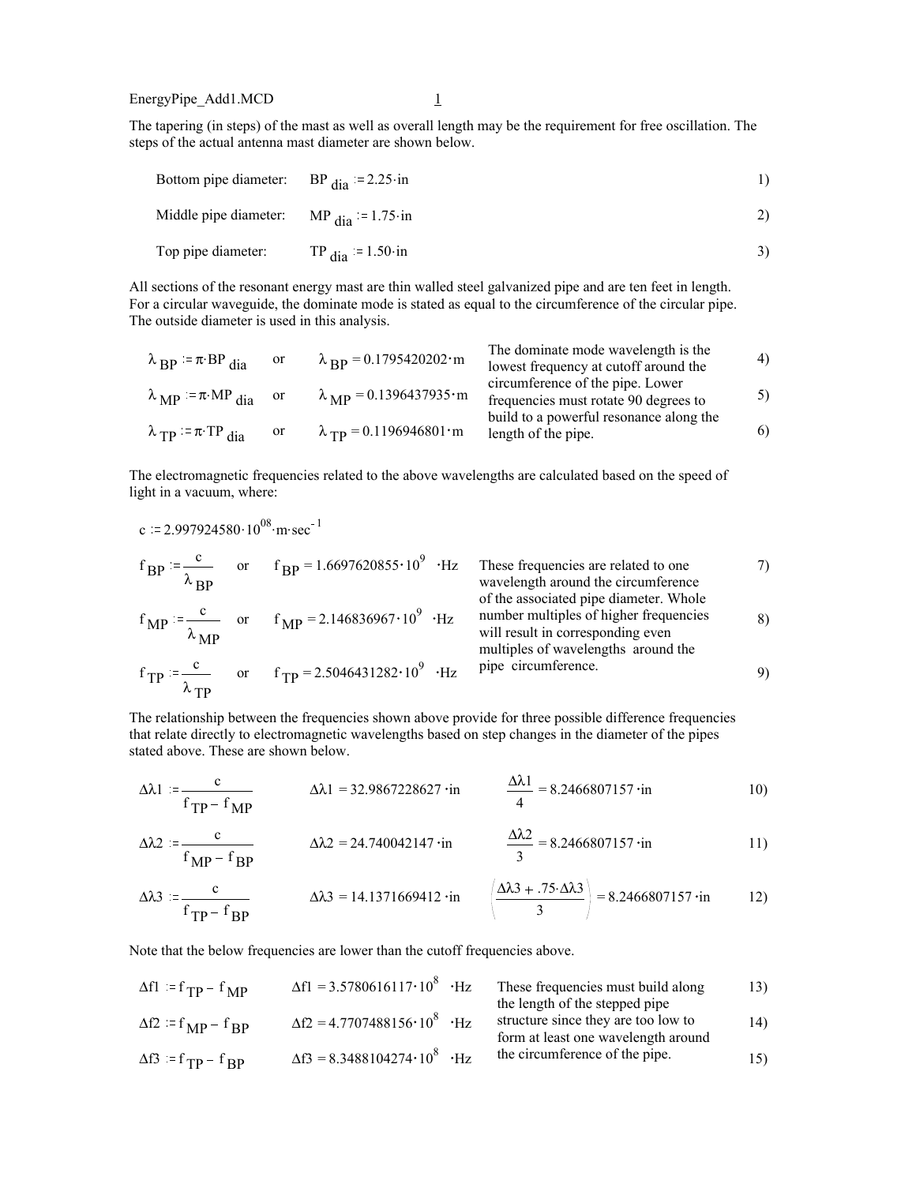The tapering (in steps) of the mast as well as overall length may be the requirement for free oscillation. The steps of the actual antenna mast diameter are shown below.

Bottom pipe diameter: $BP_{dia} := 2.25 \cdot in$ 1)

Middle pipe diameter: $MP_{dia} := 1.75 \cdot in$ 2)

Top pipe diameter: $TP_{dia} := 1.50 \cdot in$ 3)

All sections of the resonant energy mast are thin walled steel galvanized pipe and are ten feet in length. For a circular waveguide, the dominate mode is stated as equal to the circumference of the circular pipe. The outside diameter is used in this analysis.

$\lambda_{BP} := \pi \cdot BP_{dia}$ or $\lambda_{BP} = 0.1795420202 \cdot m$ 4)

$\lambda_{MP} := \pi \cdot MP_{dia}$ or $\lambda_{MP} = 0.1396437935 \cdot m$ 5)

$\lambda_{TP} := \pi \cdot TP_{dia}$ or $\lambda_{TP} = 0.1196946801 \cdot m$ 6)

The dominate mode wavelength is the lowest frequency at cutoff around the circumference of the pipe. Lower frequencies must rotate 90 degrees to build to a powerful resonance along the length of the pipe.

The electromagnetic frequencies related to the above wavelengths are calculated based on the speed of light in a vacuum, where:

$c := 2.997924580 \cdot 10^{08} \cdot m \cdot sec^{-1}$

$f_{BP} := \dfrac{c}{\lambda_{BP}}$ or $f_{BP} = 1.6697620855 \cdot 10^{9} \cdot Hz$ 7)

$f_{MP} := \dfrac{c}{\lambda_{MP}}$ or $f_{MP} = 2.146836967 \cdot 10^{9} \cdot Hz$ 8)

$f_{TP} := \dfrac{c}{\lambda_{TP}}$ or $f_{TP} = 2.5046431282 \cdot 10^{9} \cdot Hz$ 9)

These frequencies are related to one wavelength around the circumference of the associated pipe diameter. Whole number multiples of higher frequencies will result in corresponding even multiples of wavelengths around the pipe circumference.

The relationship between the frequencies shown above provide for three possible difference frequencies that relate directly to electromagnetic wavelengths based on step changes in the diameter of the pipes stated above. These are shown below.

$\Delta\lambda1 := \dfrac{c}{f_{TP} - f_{MP}}$ $\Delta\lambda1 = 32.9867228627 \cdot in$ $\dfrac{\Delta\lambda1}{4} = 8.2466807157 \cdot in$ 10)

$\Delta\lambda2 := \dfrac{c}{f_{MP} - f_{BP}}$ $\Delta\lambda2 = 24.740042147 \cdot in$ $\dfrac{\Delta\lambda2}{3} = 8.2466807157 \cdot in$ 11)

$\Delta\lambda3 := \dfrac{c}{f_{TP} - f_{BP}}$ $\Delta\lambda3 = 14.1371669412 \cdot in$ $\left(\dfrac{\Delta\lambda3 + .75 \cdot \Delta\lambda3}{3}\right) = 8.2466807157 \cdot in$ 12)

Note that the below frequencies are lower than the cutoff frequencies above.

$\Delta f1 := f_{TP} - f_{MP}$ $\Delta f1 = 3.5780616117 \cdot 10^{8} \cdot Hz$ 13)

$\Delta f2 := f_{MP} - f_{BP}$ $\Delta f2 = 4.7707488156 \cdot 10^{8} \cdot Hz$ 14)

$\Delta f3 := f_{TP} - f_{BP}$ $\Delta f3 = 8.3488104274 \cdot 10^{8} \cdot Hz$ 15)

These frequencies must build along the length of the stepped pipe structure since they are too low to form at least one wavelength around the circumference of the pipe.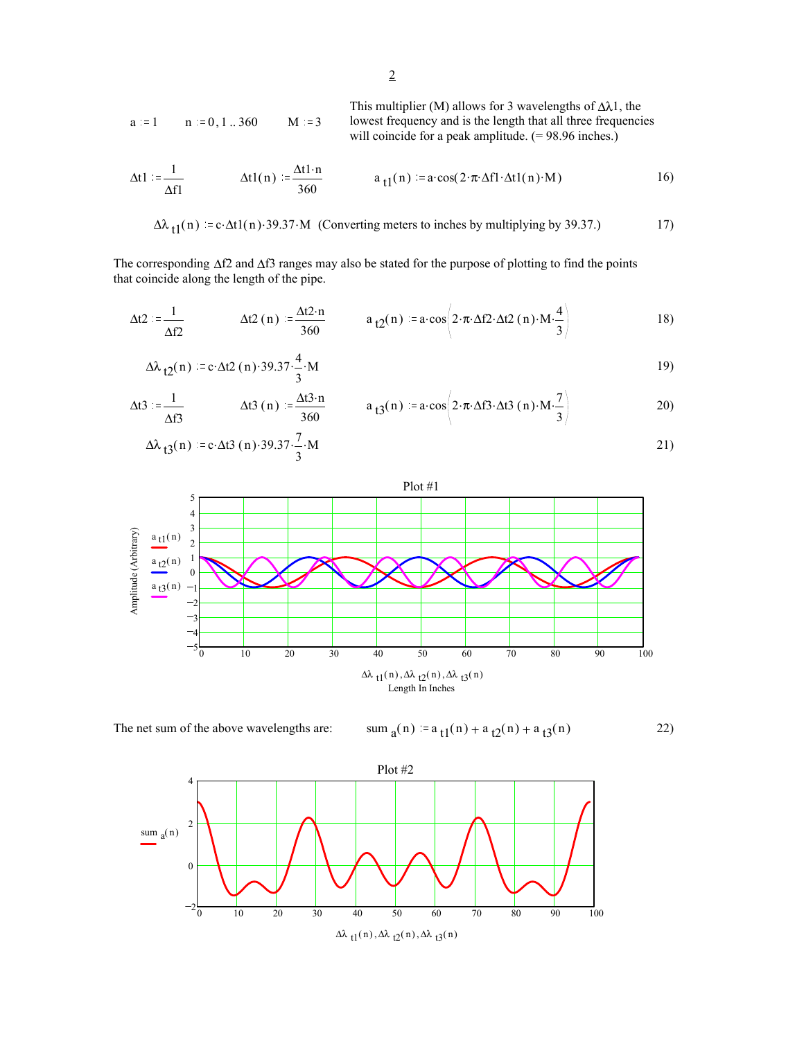$a := 1 \qquad n := 0, 1 .. 360 \qquad M := 3$

This multiplier (M) allows for 3 wavelengths of $\Delta\lambda 1$, the lowest frequency and is the length that all three frequencies will coincide for a peak amplitude. (= 98.96 inches.)

$$\Delta t1 := \frac{1}{\Delta f1} \qquad \Delta t1(n) := \frac{\Delta t1 \cdot n}{360} \qquad a_{t1}(n) := a \cdot \cos(2 \cdot \pi \cdot \Delta f1 \cdot \Delta t1(n) \cdot M) \tag{16}$$

$$\Delta\lambda_{t1}(n) := c \cdot \Delta t1(n) \cdot 39.37 \cdot M \quad \text{(Converting meters to inches by multiplying by 39.37.)} \tag{17}$$

The corresponding $\Delta f2$ and $\Delta f3$ ranges may also be stated for the purpose of plotting to find the points that coincide along the length of the pipe.

$$\Delta t2 := \frac{1}{\Delta f2} \qquad \Delta t2(n) := \frac{\Delta t2 \cdot n}{360} \qquad a_{t2}(n) := a \cdot \cos\left(2 \cdot \pi \cdot \Delta f2 \cdot \Delta t2(n) \cdot M \cdot \frac{4}{3}\right) \tag{18}$$

$$\Delta\lambda_{t2}(n) := c \cdot \Delta t2(n) \cdot 39.37 \cdot \frac{4}{3} \cdot M \tag{19}$$

$$\Delta t3 := \frac{1}{\Delta f3} \qquad \Delta t3(n) := \frac{\Delta t3 \cdot n}{360} \qquad a_{t3}(n) := a \cdot \cos\left(2 \cdot \pi \cdot \Delta f3 \cdot \Delta t3(n) \cdot M \cdot \frac{7}{3}\right) \tag{20}$$

$$\Delta\lambda_{t3}(n) := c \cdot \Delta t3(n) \cdot 39.37 \cdot \frac{7}{3} \cdot M \tag{21}$$

Plot #1

The net sum of the above wavelengths are:

$$sum_a(n) := a_{t1}(n) + a_{t2}(n) + a_{t3}(n) \tag{22}$$

Plot #2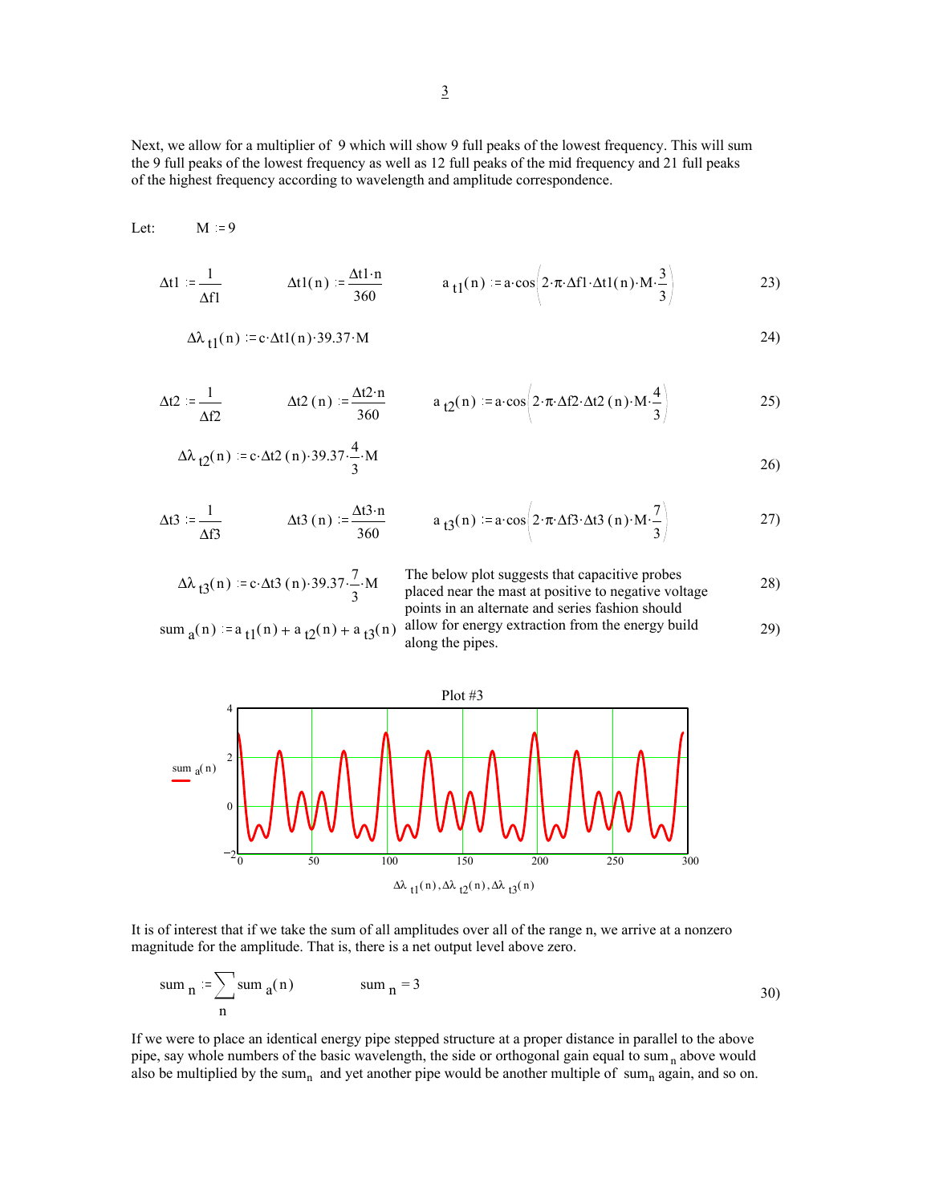Next, we allow for a multiplier of 9 which will show 9 full peaks of the lowest frequency. This will sum the 9 full peaks of the lowest frequency as well as 12 full peaks of the mid frequency and 21 full peaks of the highest frequency according to wavelength and amplitude correspondence.

Let: $M := 9$

$$\Delta t1 := \frac{1}{\Delta f1} \qquad \Delta t1(n) := \frac{\Delta t1 \cdot n}{360} \qquad a_{t1}(n) := a \cdot \cos\left(2 \cdot \pi \cdot \Delta f1 \cdot \Delta t1(n) \cdot M \cdot \frac{3}{3}\right) \tag{23}$$

$$\Delta\lambda_{t1}(n) := c \cdot \Delta t1(n) \cdot 39.37 \cdot M \tag{24}$$

$$\Delta t2 := \frac{1}{\Delta f2} \qquad \Delta t2(n) := \frac{\Delta t2 \cdot n}{360} \qquad a_{t2}(n) := a \cdot \cos\left(2 \cdot \pi \cdot \Delta f2 \cdot \Delta t2(n) \cdot M \cdot \frac{4}{3}\right) \tag{25}$$

$$\Delta\lambda_{t2}(n) := c \cdot \Delta t2(n) \cdot 39.37 \cdot \frac{4}{3} \cdot M \tag{26}$$

$$\Delta t3 := \frac{1}{\Delta f3} \qquad \Delta t3(n) := \frac{\Delta t3 \cdot n}{360} \qquad a_{t3}(n) := a \cdot \cos\left(2 \cdot \pi \cdot \Delta f3 \cdot \Delta t3(n) \cdot M \cdot \frac{7}{3}\right) \tag{27}$$

$$\Delta\lambda_{t3}(n) := c \cdot \Delta t3(n) \cdot 39.37 \cdot \frac{7}{3} \cdot M \tag{28}$$

$$\text{sum}_a(n) := a_{t1}(n) + a_{t2}(n) + a_{t3}(n) \tag{29}$$

The below plot suggests that capacitive probes placed near the mast at positive to negative voltage points in an alternate and series fashion should allow for energy extraction from the energy build along the pipes.

Plot #3

It is of interest that if we take the sum of all amplitudes over all of the range n, we arrive at a nonzero magnitude for the amplitude. That is, there is a net output level above zero.

$$\text{sum}_n := \sum_n \text{sum}_a(n) \qquad \text{sum}_n = 3 \tag{30}$$

If we were to place an identical energy pipe stepped structure at a proper distance in parallel to the above pipe, say whole numbers of the basic wavelength, the side or orthogonal gain equal to $\text{sum}_n$ above would also be multiplied by the $\text{sum}_n$ and yet another pipe would be another multiple of $\text{sum}_n$ again, and so on.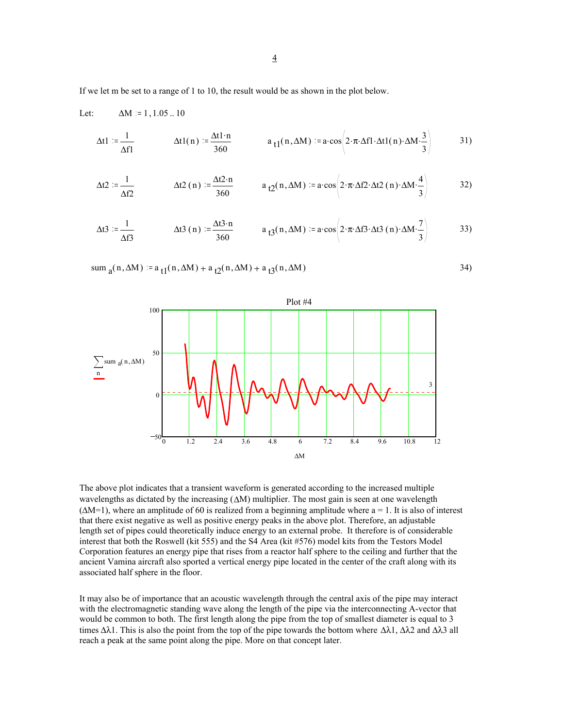If we let m be set to a range of 1 to 10, the result would be as shown in the plot below.

Let: $\quad \Delta M := 1, 1.05 .. 10$

$$\Delta t1 := \frac{1}{\Delta f1} \qquad \Delta t1(n) := \frac{\Delta t1 \cdot n}{360} \qquad a_{t1}(n, \Delta M) := a \cdot \cos\left(2 \cdot \pi \cdot \Delta f1 \cdot \Delta t1(n) \cdot \Delta M \cdot \frac{3}{3}\right) \tag{31}$$

$$\Delta t2 := \frac{1}{\Delta f2} \qquad \Delta t2(n) := \frac{\Delta t2 \cdot n}{360} \qquad a_{t2}(n, \Delta M) := a \cdot \cos\left(2 \cdot \pi \cdot \Delta f2 \cdot \Delta t2(n) \cdot \Delta M \cdot \frac{4}{3}\right) \tag{32}$$

$$\Delta t3 := \frac{1}{\Delta f3} \qquad \Delta t3(n) := \frac{\Delta t3 \cdot n}{360} \qquad a_{t3}(n, \Delta M) := a \cdot \cos\left(2 \cdot \pi \cdot \Delta f3 \cdot \Delta t3(n) \cdot \Delta M \cdot \frac{7}{3}\right) \tag{33}$$

$$sum_a(n, \Delta M) := a_{t1}(n, \Delta M) + a_{t2}(n, \Delta M) + a_{t3}(n, \Delta M) \tag{34}$$

Plot #4

The above plot indicates that a transient waveform is generated according to the increased multiple wavelengths as dictated by the increasing ($\Delta M$) multiplier. The most gain is seen at one wavelength ($\Delta M$=1), where an amplitude of 60 is realized from a beginning amplitude where a = 1. It is also of interest that there exist negative as well as positive energy peaks in the above plot. Therefore, an adjustable length set of pipes could theoretically induce energy to an external probe. It therefore is of considerable interest that both the Roswell (kit 555) and the S4 Area (kit #576) model kits from the Testors Model Corporation features an energy pipe that rises from a reactor half sphere to the ceiling and further that the ancient Vamina aircraft also sported a vertical energy pipe located in the center of the craft along with its associated half sphere in the floor.

It may also be of importance that an acoustic wavelength through the central axis of the pipe may interact with the electromagnetic standing wave along the length of the pipe via the interconnecting A-vector that would be common to both. The first length along the pipe from the top of smallest diameter is equal to 3 times $\Delta\lambda 1$. This is also the point from the top of the pipe towards the bottom where $\Delta\lambda 1$, $\Delta\lambda 2$ and $\Delta\lambda 3$ all reach a peak at the same point along the pipe. More on that concept later.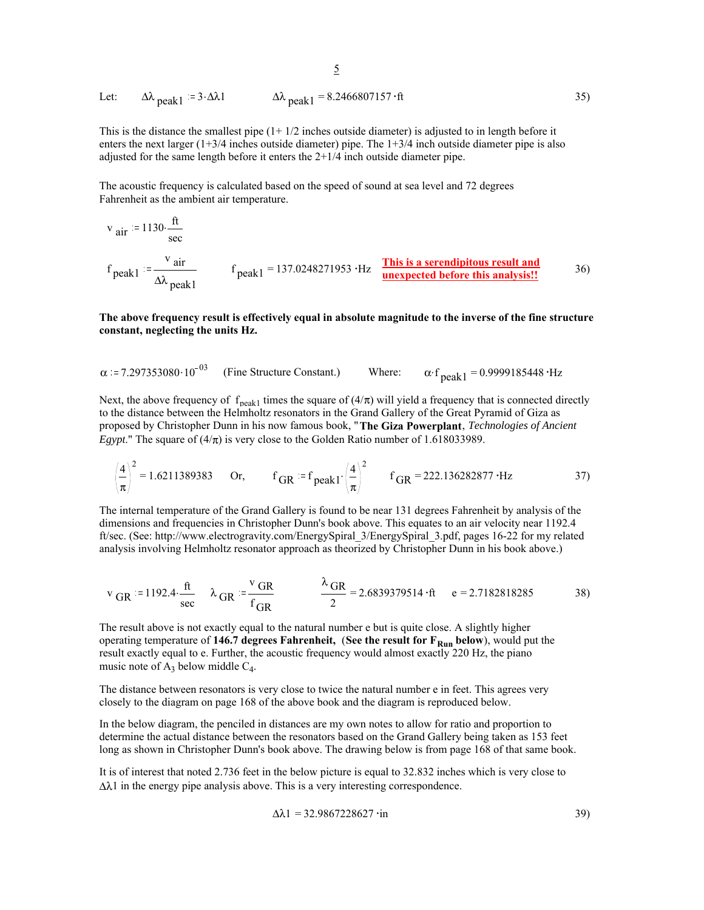Let: $\Delta\lambda_{peak1} := 3 \cdot \Delta\lambda1$ $\quad\quad \Delta\lambda_{peak1} = 8.2466807157 \cdot ft$ 35)

This is the distance the smallest pipe (1+ 1/2 inches outside diameter) is adjusted to in length before it enters the next larger (1+3/4 inches outside diameter) pipe. The 1+3/4 inch outside diameter pipe is also adjusted for the same length before it enters the 2+1/4 inch outside diameter pipe.

The acoustic frequency is calculated based on the speed of sound at sea level and 72 degrees Fahrenheit as the ambient air temperature.

$$v_{air} := 1130 \cdot \frac{ft}{sec}$$

$$f_{peak1} := \frac{v_{air}}{\Delta\lambda_{peak1}} \quad\quad f_{peak1} = 137.0248271953 \cdot Hz$$ **This is a serendipitous result and unexpected before this analysis!!** 36)

**The above frequency result is effectively equal in absolute magnitude to the inverse of the fine structure constant, neglecting the units Hz.**

$\alpha := 7.297353080 \cdot 10^{-03}$ (Fine Structure Constant.) Where: $\alpha \cdot f_{peak1} = 0.9999185448 \cdot Hz$

Next, the above frequency of $f_{peak1}$ times the square of $(4/\pi)$ will yield a frequency that is connected directly to the distance between the Helmholtz resonators in the Grand Gallery of the Great Pyramid of Giza as proposed by Christopher Dunn in his now famous book, "**The Giza Powerplant**, *Technologies of Ancient Egypt*." The square of $(4/\pi)$ is very close to the Golden Ratio number of 1.618033989.

$$\left(\frac{4}{\pi}\right)^2 = 1.6211389383 \quad \text{Or,} \quad f_{GR} := f_{peak1} \cdot \left(\frac{4}{\pi}\right)^2 \quad f_{GR} = 222.136282877 \cdot Hz$$ 37)

The internal temperature of the Grand Gallery is found to be near 131 degrees Fahrenheit by analysis of the dimensions and frequencies in Christopher Dunn's book above. This equates to an air velocity near 1192.4 ft/sec. (See: http://www.electrogravity.com/EnergySpiral_3/EnergySpiral_3.pdf, pages 16-22 for my related analysis involving Helmholtz resonator approach as theorized by Christopher Dunn in his book above.)

$$v_{GR} := 1192.4 \cdot \frac{ft}{sec} \quad \lambda_{GR} := \frac{v_{GR}}{f_{GR}} \quad \frac{\lambda_{GR}}{2} = 2.6839379514 \cdot ft \quad e = 2.7182818285$$ 38)

The result above is not exactly equal to the natural number e but is quite close. A slightly higher operating temperature of **146.7 degrees Fahrenheit,** (**See the result for $F_{Run}$ below**), would put the result exactly equal to e. Further, the acoustic frequency would almost exactly 220 Hz, the piano music note of $A_3$ below middle $C_4$.

The distance between resonators is very close to twice the natural number e in feet. This agrees very closely to the diagram on page 168 of the above book and the diagram is reproduced below.

In the below diagram, the penciled in distances are my own notes to allow for ratio and proportion to determine the actual distance between the resonators based on the Grand Gallery being taken as 153 feet long as shown in Christopher Dunn's book above. The drawing below is from page 168 of that same book.

It is of interest that noted 2.736 feet in the below picture is equal to 32.832 inches which is very close to $\Delta\lambda1$ in the energy pipe analysis above. This is a very interesting correspondence.

$$\Delta\lambda1 = 32.9867228627 \cdot in$$ 39)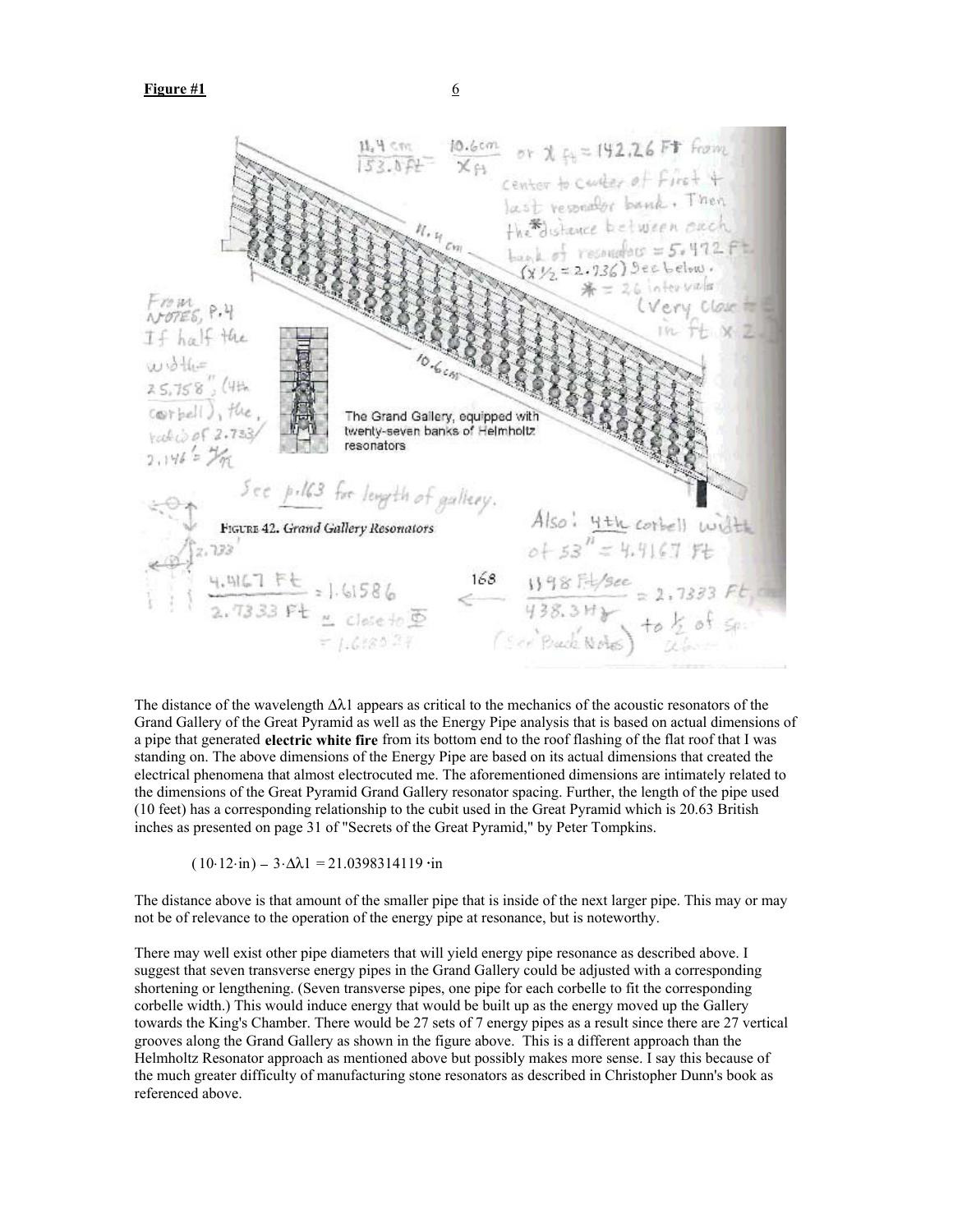**Figure #1**

The Grand Gallery, equipped with twenty-seven banks of Helmholtz resonators

FIGURE 42. Grand Gallery Resonators

$\frac{11.4\ cm}{153.0\ ft} = \frac{10.6\ cm}{X\ ft}$ or $X$ ft = 142.26 Ft from center to center of first + last resonator bank. Then the* distance between each bank of resonators = 5.472 Ft ($X/2$ = 2.736) See below. * = 26 intervals (Very close to E in ft x 2)

From NOTES, P.4 If half the width = 25.758", (4th corbell), the ratio of 2.733/2.146 = 4/π

See p.163 for length of gallery.

Also: 4th corbell width of 53" = 4.4167 Ft

$\frac{4.4167\ Ft}{2.7333\ Ft} = 1.61586 \approx$ close to $\Phi = 1.618034$

168 ← $\frac{1198\ Ft/sec}{438.3\ Hz} = 2.7333$ Ft, ... to ½ of ... (See Back Notes)

The distance of the wavelength $\Delta\lambda 1$ appears as critical to the mechanics of the acoustic resonators of the Grand Gallery of the Great Pyramid as well as the Energy Pipe analysis that is based on actual dimensions of a pipe that generated **electric white fire** from its bottom end to the roof flashing of the flat roof that I was standing on. The above dimensions of the Energy Pipe are based on its actual dimensions that created the electrical phenomena that almost electrocuted me. The aforementioned dimensions are intimately related to the dimensions of the Great Pyramid Grand Gallery resonator spacing. Further, the length of the pipe used (10 feet) has a corresponding relationship to the cubit used in the Great Pyramid which is 20.63 British inches as presented on page 31 of "Secrets of the Great Pyramid," by Peter Tompkins.

$$(10 \cdot 12 \cdot in) - 3 \cdot \Delta\lambda 1 = 21.0398314119 \cdot in$$

The distance above is that amount of the smaller pipe that is inside of the next larger pipe. This may or may not be of relevance to the operation of the energy pipe at resonance, but is noteworthy.

There may well exist other pipe diameters that will yield energy pipe resonance as described above. I suggest that seven transverse energy pipes in the Grand Gallery could be adjusted with a corresponding shortening or lengthening. (Seven transverse pipes, one pipe for each corbelle to fit the corresponding corbelle width.) This would induce energy that would be built up as the energy moved up the Gallery towards the King's Chamber. There would be 27 sets of 7 energy pipes as a result since there are 27 vertical grooves along the Grand Gallery as shown in the figure above. This is a different approach than the Helmholtz Resonator approach as mentioned above but possibly makes more sense. I say this because of the much greater difficulty of manufacturing stone resonators as described in Christopher Dunn's book as referenced above.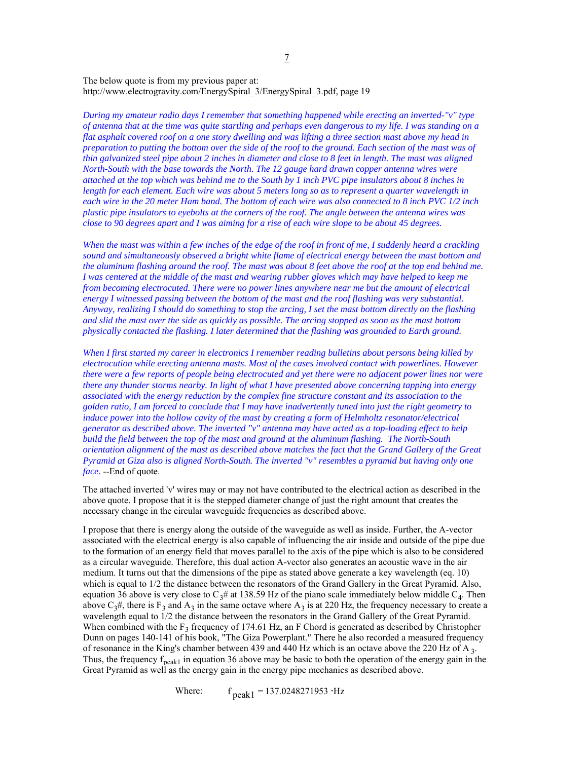The below quote is from my previous paper at:
http://www.electrogravity.com/EnergySpiral_3/EnergySpiral_3.pdf, page 19

*During my amateur radio days I remember that something happened while erecting an inverted-"v" type of antenna that at the time was quite startling and perhaps even dangerous to my life. I was standing on a flat asphalt covered roof on a one story dwelling and was lifting a three section mast above my head in preparation to putting the bottom over the side of the roof to the ground. Each section of the mast was of thin galvanized steel pipe about 2 inches in diameter and close to 8 feet in length. The mast was aligned North-South with the base towards the North. The 12 gauge hard drawn copper antenna wires were attached at the top which was behind me to the South by 1 inch PVC pipe insulators about 8 inches in length for each element. Each wire was about 5 meters long so as to represent a quarter wavelength in each wire in the 20 meter Ham band. The bottom of each wire was also connected to 8 inch PVC 1/2 inch plastic pipe insulators to eyebolts at the corners of the roof. The angle between the antenna wires was close to 90 degrees apart and I was aiming for a rise of each wire slope to be about 45 degrees.*

*When the mast was within a few inches of the edge of the roof in front of me, I suddenly heard a crackling sound and simultaneously observed a bright white flame of electrical energy between the mast bottom and the aluminum flashing around the roof. The mast was about 8 feet above the roof at the top end behind me. I was centered at the middle of the mast and wearing rubber gloves which may have helped to keep me from becoming electrocuted. There were no power lines anywhere near me but the amount of electrical energy I witnessed passing between the bottom of the mast and the roof flashing was very substantial. Anyway, realizing I should do something to stop the arcing, I set the mast bottom directly on the flashing and slid the mast over the side as quickly as possible. The arcing stopped as soon as the mast bottom physically contacted the flashing. I later determined that the flashing was grounded to Earth ground.*

*When I first started my career in electronics I remember reading bulletins about persons being killed by electrocution while erecting antenna masts. Most of the cases involved contact with powerlines. However there were a few reports of people being electrocuted and yet there were no adjacent power lines nor were there any thunder storms nearby. In light of what I have presented above concerning tapping into energy associated with the energy reduction by the complex fine structure constant and its association to the golden ratio, I am forced to conclude that I may have inadvertently tuned into just the right geometry to induce power into the hollow cavity of the mast by creating a form of Helmholtz resonator/electrical generator as described above. The inverted "v" antenna may have acted as a top-loading effect to help build the field between the top of the mast and ground at the aluminum flashing. The North-South orientation alignment of the mast as described above matches the fact that the Grand Gallery of the Great Pyramid at Giza also is aligned North-South. The inverted "v" resembles a pyramid but having only one face.* --End of quote.

The attached inverted 'v' wires may or may not have contributed to the electrical action as described in the above quote. I propose that it is the stepped diameter change of just the right amount that creates the necessary change in the circular waveguide frequencies as described above.

I propose that there is energy along the outside of the waveguide as well as inside. Further, the A-vector associated with the electrical energy is also capable of influencing the air inside and outside of the pipe due to the formation of an energy field that moves parallel to the axis of the pipe which is also to be considered as a circular waveguide. Therefore, this dual action A-vector also generates an acoustic wave in the air medium. It turns out that the dimensions of the pipe as stated above generate a key wavelength (eq. 10) which is equal to 1/2 the distance between the resonators of the Grand Gallery in the Great Pyramid. Also, equation 36 above is very close to $C_3$# at 138.59 Hz of the piano scale immediately below middle $C_4$. Then above $C_3$#, there is $F_3$ and $A_3$ in the same octave where $A_3$ is at 220 Hz, the frequency necessary to create a wavelength equal to 1/2 the distance between the resonators in the Grand Gallery of the Great Pyramid. When combined with the $F_3$ frequency of 174.61 Hz, an F Chord is generated as described by Christopher Dunn on pages 140-141 of his book, "The Giza Powerplant." There he also recorded a measured frequency of resonance in the King's chamber between 439 and 440 Hz which is an octave above the 220 Hz of $A_3$. Thus, the frequency $f_{peak1}$ in equation 36 above may be basic to both the operation of the energy gain in the Great Pyramid as well as the energy gain in the energy pipe mechanics as described above.

Where: $$f_{peak1} = 137.0248271953 \cdot \text{Hz}$$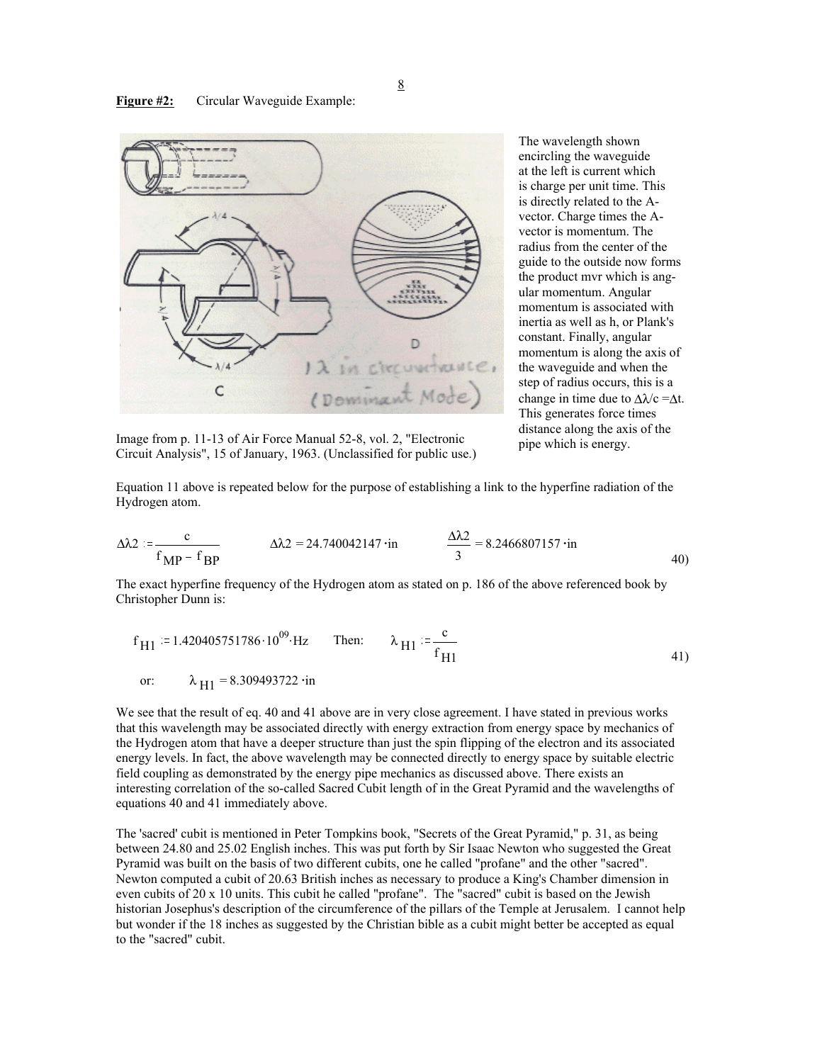**Figure #2:** Circular Waveguide Example:

Image from p. 11-13 of Air Force Manual 52-8, vol. 2, "Electronic Circuit Analysis", 15 of January, 1963. (Unclassified for public use.)

The wavelength shown encircling the waveguide at the left is current which is charge per unit time. This is directly related to the A-vector. Charge times the A-vector is momentum. The radius from the center of the guide to the outside now forms the product mvr which is angular momentum. Angular momentum is associated with inertia as well as h, or Plank's constant. Finally, angular momentum is along the axis of the waveguide and when the step of radius occurs, this is a change in time due to $\Delta\lambda/c = \Delta t$. This generates force times distance along the axis of the pipe which is energy.

Equation 11 above is repeated below for the purpose of establishing a link to the hyperfine radiation of the Hydrogen atom.

$$\Delta\lambda 2 := \frac{c}{f_{MP} - f_{BP}} \qquad \Delta\lambda 2 = 24.740042147 \cdot in \qquad \frac{\Delta\lambda 2}{3} = 8.2466807157 \cdot in \tag{40}$$

The exact hyperfine frequency of the Hydrogen atom as stated on p. 186 of the above referenced book by Christopher Dunn is:

$$f_{H1} := 1.420405751786 \cdot 10^{09} \cdot Hz \qquad \text{Then:} \qquad \lambda_{H1} := \frac{c}{f_{H1}} \tag{41}$$

or: $\lambda_{H1} = 8.309493722 \cdot in$

We see that the result of eq. 40 and 41 above are in very close agreement. I have stated in previous works that this wavelength may be associated directly with energy extraction from energy space by mechanics of the Hydrogen atom that have a deeper structure than just the spin flipping of the electron and its associated energy levels. In fact, the above wavelength may be connected directly to energy space by suitable electric field coupling as demonstrated by the energy pipe mechanics as discussed above. There exists an interesting correlation of the so-called Sacred Cubit length of in the Great Pyramid and the wavelengths of equations 40 and 41 immediately above.

The 'sacred' cubit is mentioned in Peter Tompkins book, "Secrets of the Great Pyramid," p. 31, as being between 24.80 and 25.02 English inches. This was put forth by Sir Isaac Newton who suggested the Great Pyramid was built on the basis of two different cubits, one he called "profane" and the other "sacred". Newton computed a cubit of 20.63 British inches as necessary to produce a King's Chamber dimension in even cubits of 20 x 10 units. This cubit he called "profane". The "sacred" cubit is based on the Jewish historian Josephus's description of the circumference of the pillars of the Temple at Jerusalem. I cannot help but wonder if the 18 inches as suggested by the Christian bible as a cubit might better be accepted as equal to the "sacred" cubit.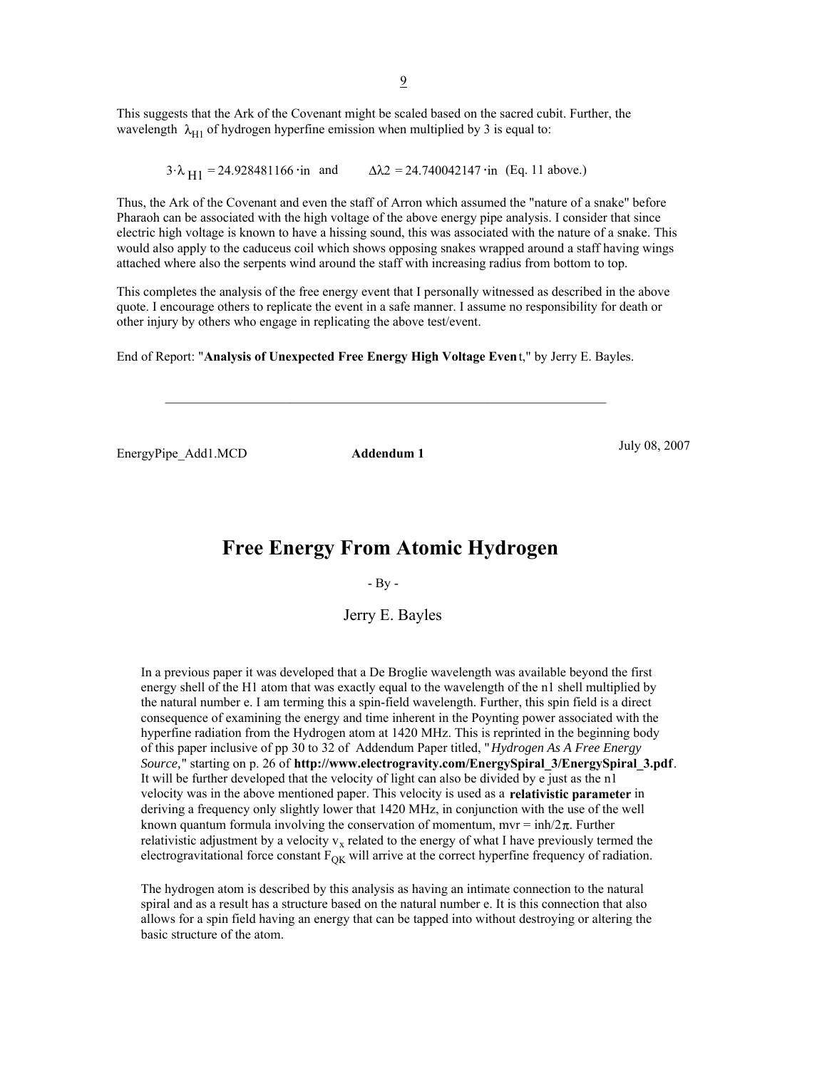This suggests that the Ark of the Covenant might be scaled based on the sacred cubit. Further, the wavelength $\lambda_{H1}$ of hydrogen hyperfine emission when multiplied by 3 is equal to:

$$3 \cdot \lambda_{H1} = 24.928481166 \cdot in \quad \text{and} \qquad \Delta\lambda 2 = 24.740042147 \cdot in \quad \text{(Eq. 11 above.)}$$

Thus, the Ark of the Covenant and even the staff of Arron which assumed the "nature of a snake" before Pharaoh can be associated with the high voltage of the above energy pipe analysis. I consider that since electric high voltage is known to have a hissing sound, this was associated with the nature of a snake. This would also apply to the caduceus coil which shows opposing snakes wrapped around a staff having wings attached where also the serpents wind around the staff with increasing radius from bottom to top.

This completes the analysis of the free energy event that I personally witnessed as described in the above quote. I encourage others to replicate the event in a safe manner. I assume no responsibility for death or other injury by others who engage in replicating the above test/event.

End of Report: "**Analysis of Unexpected Free Energy High Voltage Even** t," by Jerry E. Bayles.

---

EnergyPipe_Add1.MCD **Addendum 1** July 08, 2007

# Free Energy From Atomic Hydrogen

- By -

Jerry E. Bayles

In a previous paper it was developed that a De Broglie wavelength was available beyond the first energy shell of the H1 atom that was exactly equal to the wavelength of the n1 shell multiplied by the natural number e. I am terming this a spin-field wavelength. Further, this spin field is a direct consequence of examining the energy and time inherent in the Poynting power associated with the hyperfine radiation from the Hydrogen atom at 1420 MHz. This is reprinted in the beginning body of this paper inclusive of pp 30 to 32 of Addendum Paper titled, "*Hydrogen As A Free Energy Source*," starting on p. 26 of **http://www.electrogravity.com/EnergySpiral_3/EnergySpiral_3.pdf**. It will be further developed that the velocity of light can also be divided by e just as the n1 velocity was in the above mentioned paper. This velocity is used as a **relativistic parameter** in deriving a frequency only slightly lower that 1420 MHz, in conjunction with the use of the well known quantum formula involving the conservation of momentum, $mvr = inh/2\pi$. Further relativistic adjustment by a velocity $v_x$ related to the energy of what I have previously termed the electrogravitational force constant $F_{QK}$ will arrive at the correct hyperfine frequency of radiation.

The hydrogen atom is described by this analysis as having an intimate connection to the natural spiral and as a result has a structure based on the natural number e. It is this connection that also allows for a spin field having an energy that can be tapped into without destroying or altering the basic structure of the atom.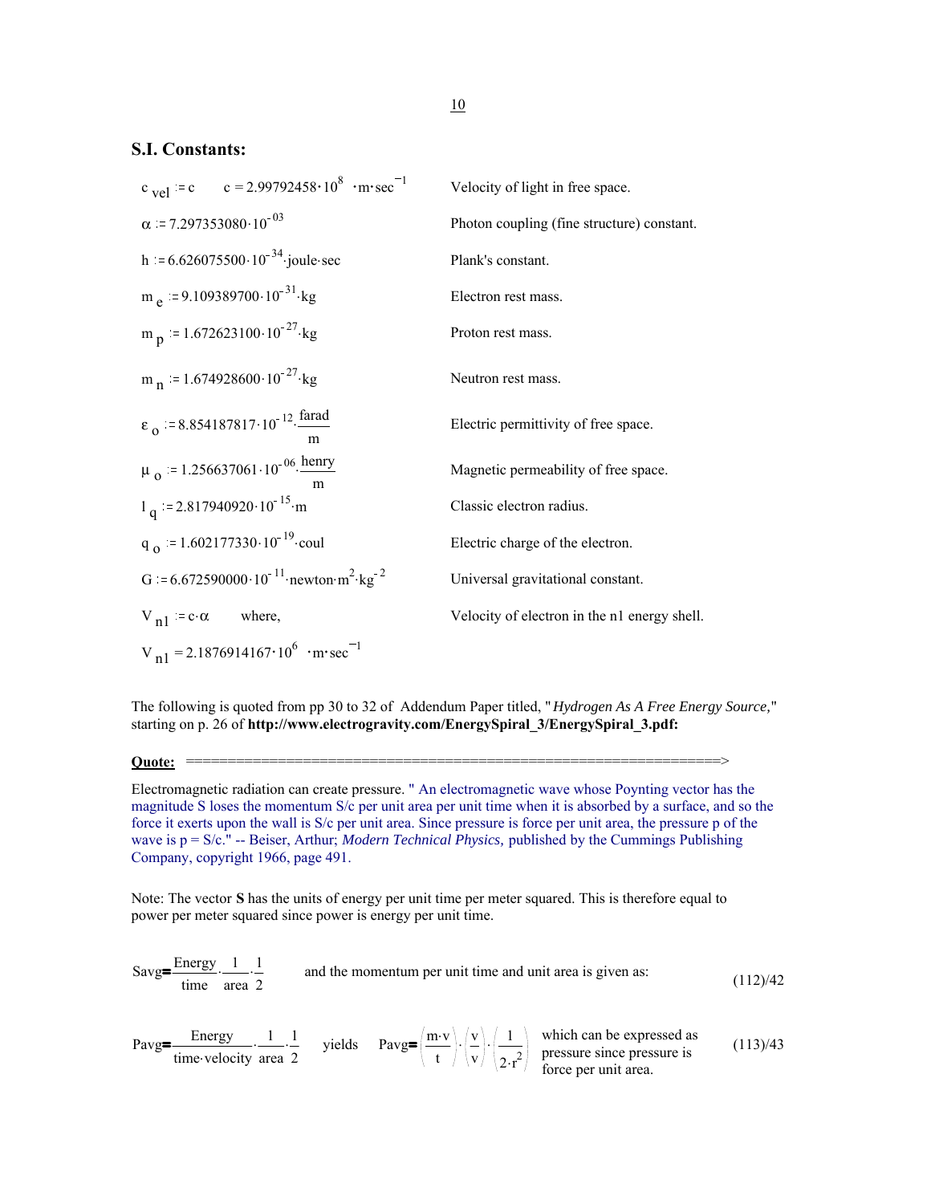## S.I. Constants:

| | |
|---|---|
| $c_{vel} := c \qquad c = 2.99792458 \cdot 10^{8} \cdot m \cdot sec^{-1}$ | Velocity of light in free space. |
| $\alpha := 7.297353080 \cdot 10^{-03}$ | Photon coupling (fine structure) constant. |
| $h := 6.626075500 \cdot 10^{-34} \cdot joule \cdot sec$ | Plank's constant. |
| $m_e := 9.109389700 \cdot 10^{-31} \cdot kg$ | Electron rest mass. |
| $m_p := 1.672623100 \cdot 10^{-27} \cdot kg$ | Proton rest mass. |
| $m_n := 1.674928600 \cdot 10^{-27} \cdot kg$ | Neutron rest mass. |
| $\varepsilon_o := 8.854187817 \cdot 10^{-12} \cdot \frac{farad}{m}$ | Electric permittivity of free space. |
| $\mu_o := 1.256637061 \cdot 10^{-06} \cdot \frac{henry}{m}$ | Magnetic permeability of free space. |
| $l_q := 2.817940920 \cdot 10^{-15} \cdot m$ | Classic electron radius. |
| $q_o := 1.602177330 \cdot 10^{-19} \cdot coul$ | Electric charge of the electron. |
| $G := 6.672590000 \cdot 10^{-11} \cdot newton \cdot m^{2} \cdot kg^{-2}$ | Universal gravitational constant. |
| $V_{n1} := c \cdot \alpha \qquad$ where, | Velocity of electron in the n1 energy shell. |
| $V_{n1} = 2.1876914167 \cdot 10^{6} \cdot m \cdot sec^{-1}$ | |

The following is quoted from pp 30 to 32 of Addendum Paper titled, "*Hydrogen As A Free Energy Source,*" starting on p. 26 of **http://www.electrogravity.com/EnergySpiral_3/EnergySpiral_3.pdf:**

**Quote:** ==============================================================>

Electromagnetic radiation can create pressure. " An electromagnetic wave whose Poynting vector has the magnitude S loses the momentum S/c per unit area per unit time when it is absorbed by a surface, and so the force it exerts upon the wall is S/c per unit area. Since pressure is force per unit area, the pressure p of the wave is p = S/c." -- Beiser, Arthur; *Modern Technical Physics,* published by the Cummings Publishing Company, copyright 1966, page 491.

Note: The vector **S** has the units of energy per unit time per meter squared. This is therefore equal to power per meter squared since power is energy per unit time.

$$Savg = \frac{Energy}{time} \cdot \frac{1}{area} \cdot \frac{1}{2} \qquad \text{and the momentum per unit time and unit area is given as:} \qquad (112)/42$$

$$Pavg = \frac{Energy}{time \cdot velocity} \cdot \frac{1}{area} \cdot \frac{1}{2} \qquad \text{yields} \qquad Pavg = \left(\frac{m \cdot v}{t}\right) \cdot \left(\frac{v}{v}\right) \cdot \left(\frac{1}{2 \cdot r^{2}}\right) \qquad (113)/43$$

which can be expressed as pressure since pressure is force per unit area.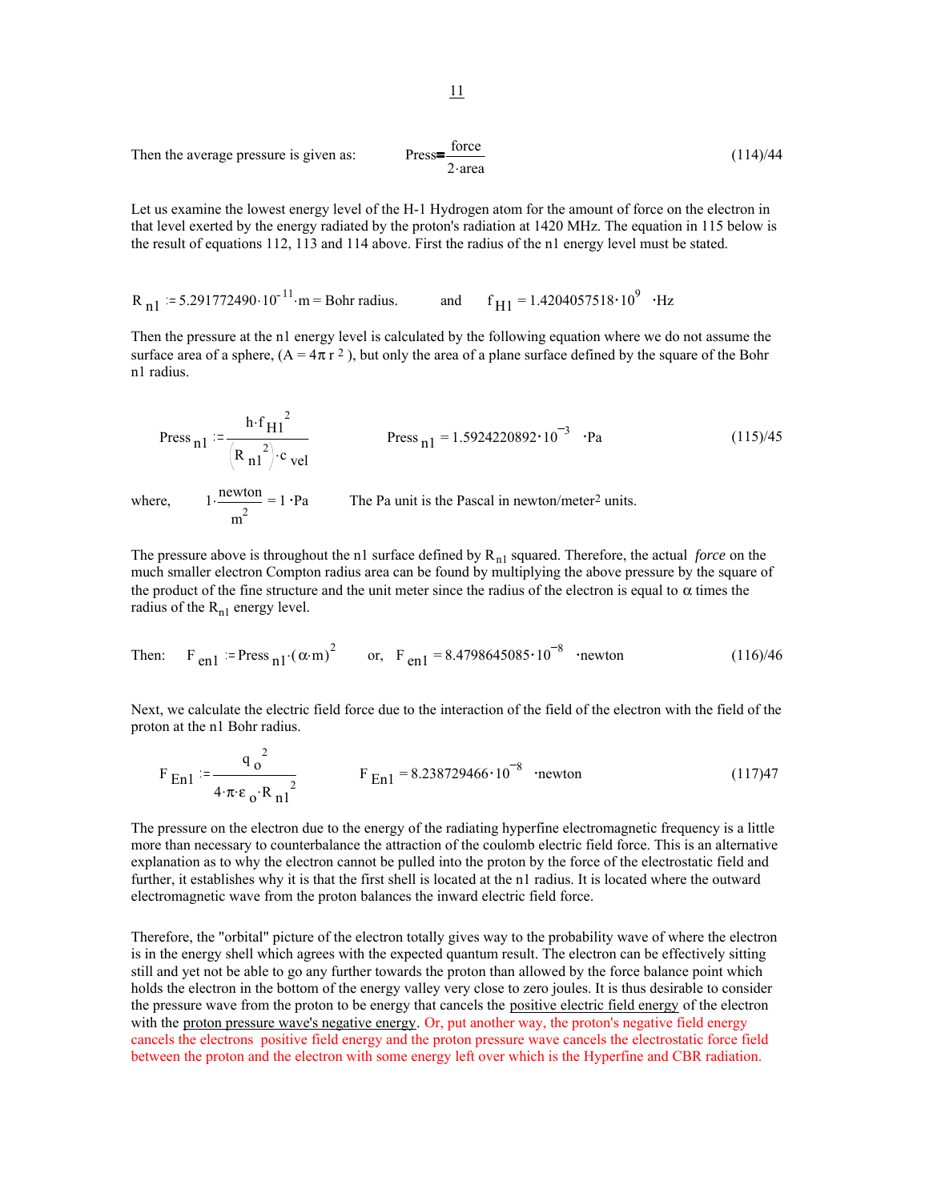Then the average pressure is given as: $$\text{Press} = \frac{\text{force}}{2 \cdot \text{area}} \qquad (114)/44$$

Let us examine the lowest energy level of the H-1 Hydrogen atom for the amount of force on the electron in that level exerted by the energy radiated by the proton's radiation at 1420 MHz. The equation in 115 below is the result of equations 112, 113 and 114 above. First the radius of the n1 energy level must be stated.

$R_{n1} := 5.291772490 \cdot 10^{-11} \cdot m$ = Bohr radius. and $f_{H1} = 1.4204057518 \cdot 10^{9} \cdot Hz$

Then the pressure at the n1 energy level is calculated by the following equation where we do not assume the surface area of a sphere, ($A = 4\pi r^2$), but only the area of a plane surface defined by the square of the Bohr n1 radius.

$$\text{Press}_{n1} := \frac{h \cdot f_{H1}^{\,2}}{\left(R_{n1}^{\,2}\right) \cdot c_{vel}} \qquad \text{Press}_{n1} = 1.5924220892 \cdot 10^{-3} \cdot Pa \qquad (115)/45$$

where, $1 \cdot \frac{\text{newton}}{m^2} = 1 \cdot Pa$ The Pa unit is the Pascal in newton/meter$^2$ units.

The pressure above is throughout the n1 surface defined by $R_{n1}$ squared. Therefore, the actual *force* on the much smaller electron Compton radius area can be found by multiplying the above pressure by the square of the product of the fine structure and the unit meter since the radius of the electron is equal to $\alpha$ times the radius of the $R_{n1}$ energy level.

Then: $$F_{en1} := \text{Press}_{n1} \cdot (\alpha \cdot m)^2 \qquad \text{or,} \quad F_{en1} = 8.4798645085 \cdot 10^{-8} \cdot \text{newton} \qquad (116)/46$$

Next, we calculate the electric field force due to the interaction of the field of the electron with the field of the proton at the n1 Bohr radius.

$$F_{En1} := \frac{q_o^{\,2}}{4 \cdot \pi \cdot \varepsilon_o \cdot R_{n1}^{\,2}} \qquad F_{En1} = 8.238729466 \cdot 10^{-8} \cdot \text{newton} \qquad (117)47$$

The pressure on the electron due to the energy of the radiating hyperfine electromagnetic frequency is a little more than necessary to counterbalance the attraction of the coulomb electric field force. This is an alternative explanation as to why the electron cannot be pulled into the proton by the force of the electrostatic field and further, it establishes why it is that the first shell is located at the n1 radius. It is located where the outward electromagnetic wave from the proton balances the inward electric field force.

Therefore, the "orbital" picture of the electron totally gives way to the probability wave of where the electron is in the energy shell which agrees with the expected quantum result. The electron can be effectively sitting still and yet not be able to go any further towards the proton than allowed by the force balance point which holds the electron in the bottom of the energy valley very close to zero joules. It is thus desirable to consider the pressure wave from the proton to be energy that cancels the positive electric field energy of the electron with the proton pressure wave's negative energy. Or, put another way, the proton's negative field energy cancels the electrons positive field energy and the proton pressure wave cancels the electrostatic force field between the proton and the electron with some energy left over which is the Hyperfine and CBR radiation.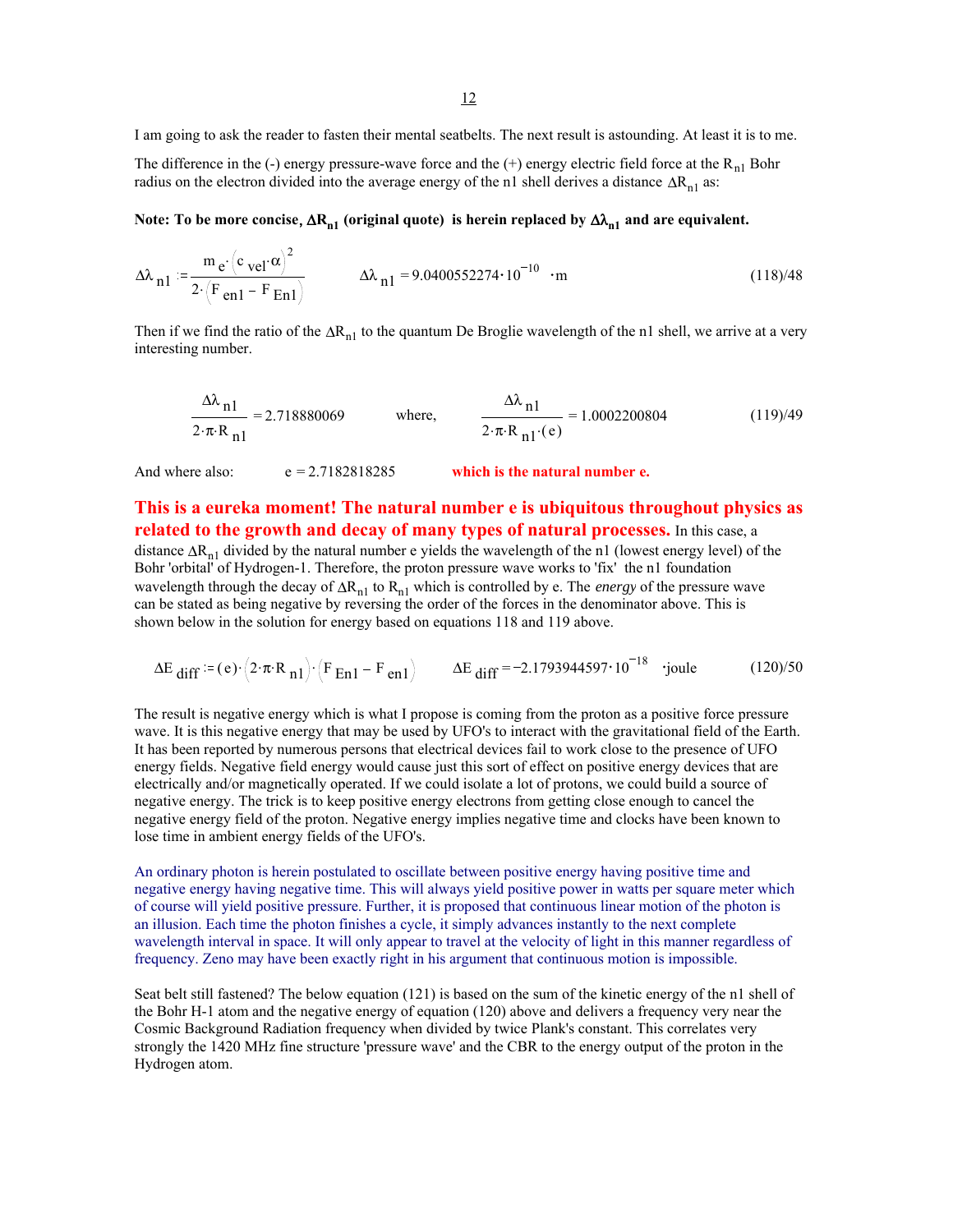I am going to ask the reader to fasten their mental seatbelts. The next result is astounding. At least it is to me.

The difference in the (-) energy pressure-wave force and the (+) energy electric field force at the $R_{n1}$ Bohr radius on the electron divided into the average energy of the n1 shell derives a distance $\Delta R_{n1}$ as:

**Note: To be more concise, $\Delta R_{n1}$ (original quote) is herein replaced by $\Delta\lambda_{n1}$ and are equivalent.**

$$\Delta\lambda_{n1} := \frac{m_e \cdot (c_{vel} \cdot \alpha)^2}{2 \cdot (F_{en1} - F_{En1})} \qquad \Delta\lambda_{n1} = 9.0400552274 \cdot 10^{-10} \cdot m \qquad (118)/48$$

Then if we find the ratio of the $\Delta R_{n1}$ to the quantum De Broglie wavelength of the n1 shell, we arrive at a very interesting number.

$$\frac{\Delta\lambda_{n1}}{2 \cdot \pi \cdot R_{n1}} = 2.718880069 \qquad \text{where,} \qquad \frac{\Delta\lambda_{n1}}{2 \cdot \pi \cdot R_{n1} \cdot (e)} = 1.0002200804 \qquad (119)/49$$

And where also: $e = 2.7182818285$ **which is the natural number e.**

**This is a eureka moment! The natural number e is ubiquitous throughout physics as related to the growth and decay of many types of natural processes.** In this case, a distance $\Delta R_{n1}$ divided by the natural number e yields the wavelength of the n1 (lowest energy level) of the Bohr 'orbital' of Hydrogen-1. Therefore, the proton pressure wave works to 'fix' the n1 foundation wavelength through the decay of $\Delta R_{n1}$ to $R_{n1}$ which is controlled by e. The *energy* of the pressure wave can be stated as being negative by reversing the order of the forces in the denominator above. This is shown below in the solution for energy based on equations 118 and 119 above.

$$\Delta E_{diff} := (e) \cdot (2 \cdot \pi \cdot R_{n1}) \cdot (F_{En1} - F_{en1}) \qquad \Delta E_{diff} = -2.1793944597 \cdot 10^{-18} \cdot joule \qquad (120)/50$$

The result is negative energy which is what I propose is coming from the proton as a positive force pressure wave. It is this negative energy that may be used by UFO's to interact with the gravitational field of the Earth. It has been reported by numerous persons that electrical devices fail to work close to the presence of UFO energy fields. Negative field energy would cause just this sort of effect on positive energy devices that are electrically and/or magnetically operated. If we could isolate a lot of protons, we could build a source of negative energy. The trick is to keep positive energy electrons from getting close enough to cancel the negative energy field of the proton. Negative energy implies negative time and clocks have been known to lose time in ambient energy fields of the UFO's.

An ordinary photon is herein postulated to oscillate between positive energy having positive time and negative energy having negative time. This will always yield positive power in watts per square meter which of course will yield positive pressure. Further, it is proposed that continuous linear motion of the photon is an illusion. Each time the photon finishes a cycle, it simply advances instantly to the next complete wavelength interval in space. It will only appear to travel at the velocity of light in this manner regardless of frequency. Zeno may have been exactly right in his argument that continuous motion is impossible.

Seat belt still fastened? The below equation (121) is based on the sum of the kinetic energy of the n1 shell of the Bohr H-1 atom and the negative energy of equation (120) above and delivers a frequency very near the Cosmic Background Radiation frequency when divided by twice Plank's constant. This correlates very strongly the 1420 MHz fine structure 'pressure wave' and the CBR to the energy output of the proton in the Hydrogen atom.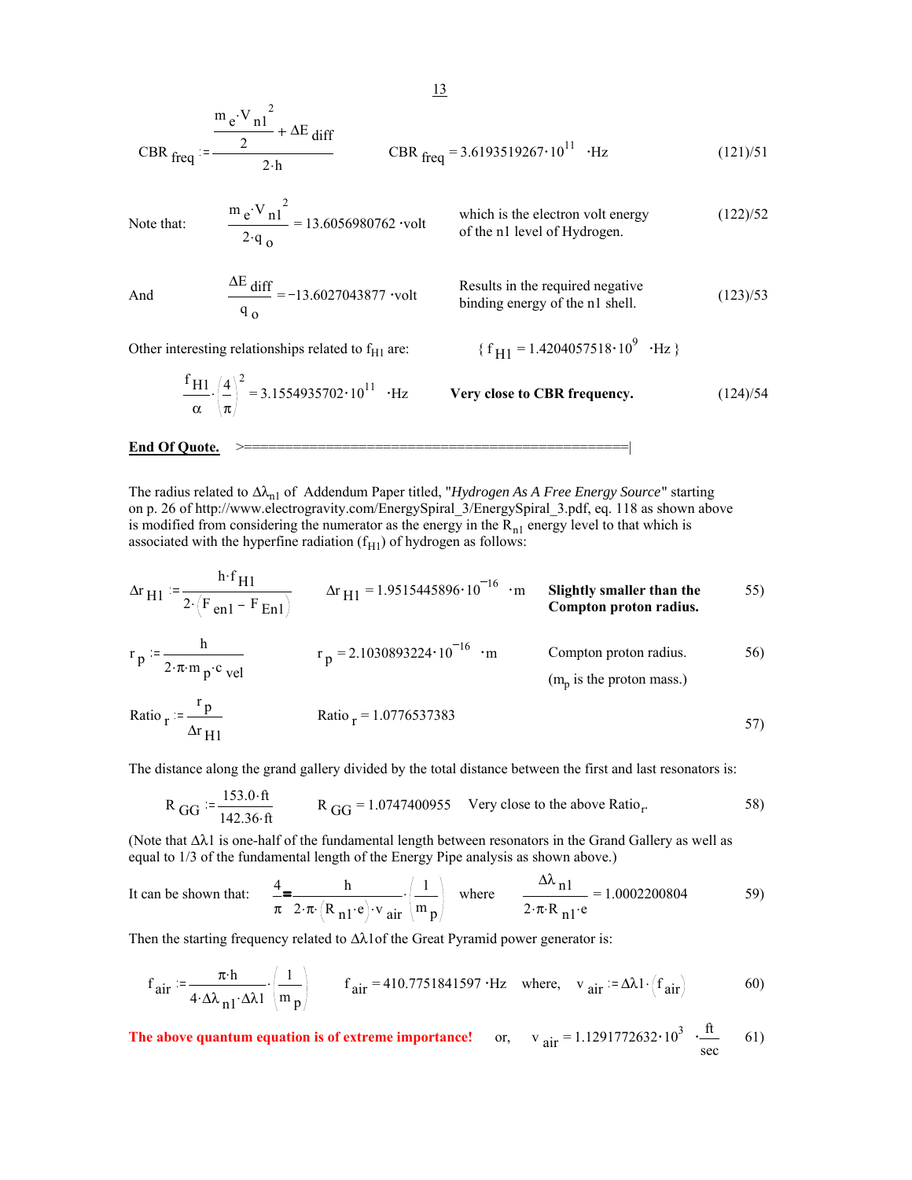$$\mathrm{CBR}_{freq} := \frac{\frac{m_e \cdot V_{n1}^{\,2}}{2} + \Delta E_{diff}}{2 \cdot h} \qquad \mathrm{CBR}_{freq} = 3.6193519267 \cdot 10^{11} \cdot \mathrm{Hz} \qquad (121)/51$$

Note that: $\dfrac{m_e \cdot V_{n1}^{\,2}}{2 \cdot q_o} = 13.6056980762 \cdot \mathrm{volt}$ which is the electron volt energy of the n1 level of Hydrogen. (122)/52

And $\dfrac{\Delta E_{diff}}{q_o} = -13.6027043877 \cdot \mathrm{volt}$ Results in the required negative binding energy of the n1 shell. (123)/53

Other interesting relationships related to $f_{H1}$ are: $\{ f_{H1} = 1.4204057518 \cdot 10^{9} \cdot \mathrm{Hz} \}$

$$\frac{f_{H1}}{\alpha} \cdot \left(\frac{4}{\pi}\right)^2 = 3.1554935702 \cdot 10^{11} \cdot \mathrm{Hz} \qquad \textbf{Very close to CBR frequency.} \qquad (124)/54$$

**End Of Quote.** >==============================================|

The radius related to $\Delta\lambda_{n1}$ of Addendum Paper titled, "*Hydrogen As A Free Energy Source*" starting on p. 26 of http://www.electrogravity.com/EnergySpiral_3/EnergySpiral_3.pdf, eq. 118 as shown above is modified from considering the numerator as the energy in the $R_{n1}$ energy level to that which is associated with the hyperfine radiation ($f_{H1}$) of hydrogen as follows:

$$\Delta r_{H1} := \frac{h \cdot f_{H1}}{2 \cdot \left(F_{en1} - F_{En1}\right)} \qquad \Delta r_{H1} = 1.9515445896 \cdot 10^{-16} \cdot \mathrm{m} \qquad \textbf{Slightly smaller than the Compton proton radius.} \qquad 55)$$

$$r_p := \frac{h}{2 \cdot \pi \cdot m_p \cdot c_{vel}} \qquad r_p = 2.1030893224 \cdot 10^{-16} \cdot \mathrm{m} \qquad \text{Compton proton radius.} \qquad 56)$$

($m_p$ is the proton mass.)

$$\mathrm{Ratio}_r := \frac{r_p}{\Delta r_{H1}} \qquad \mathrm{Ratio}_r = 1.0776537383 \qquad 57)$$

The distance along the grand gallery divided by the total distance between the first and last resonators is:

$$R_{GG} := \frac{153.0 \cdot \mathrm{ft}}{142.36 \cdot \mathrm{ft}} \qquad R_{GG} = 1.0747400955 \qquad \text{Very close to the above Ratio}_r. \qquad 58)$$

(Note that $\Delta\lambda1$ is one-half of the fundamental length between resonators in the Grand Gallery as well as equal to 1/3 of the fundamental length of the Energy Pipe analysis as shown above.)

It can be shown that: $\dfrac{4}{\pi} = \dfrac{h}{2 \cdot \pi \cdot \left(R_{n1} \cdot e\right) \cdot v_{air}} \cdot \left(\dfrac{1}{m_p}\right)$ where $\dfrac{\Delta\lambda_{n1}}{2 \cdot \pi \cdot R_{n1} \cdot e} = 1.0002200804$ 59)

Then the starting frequency related to $\Delta\lambda1$of the Great Pyramid power generator is:

$$f_{air} := \frac{\pi \cdot h}{4 \cdot \Delta\lambda_{n1} \cdot \Delta\lambda1} \cdot \left(\frac{1}{m_p}\right) \qquad f_{air} = 410.7751841597 \cdot \mathrm{Hz} \qquad \text{where,} \quad v_{air} := \Delta\lambda1 \cdot \left(f_{air}\right) \qquad 60)$$

**The above quantum equation is of extreme importance!** or, $v_{air} = 1.1291772632 \cdot 10^{3} \cdot \dfrac{\mathrm{ft}}{\mathrm{sec}}$ 61)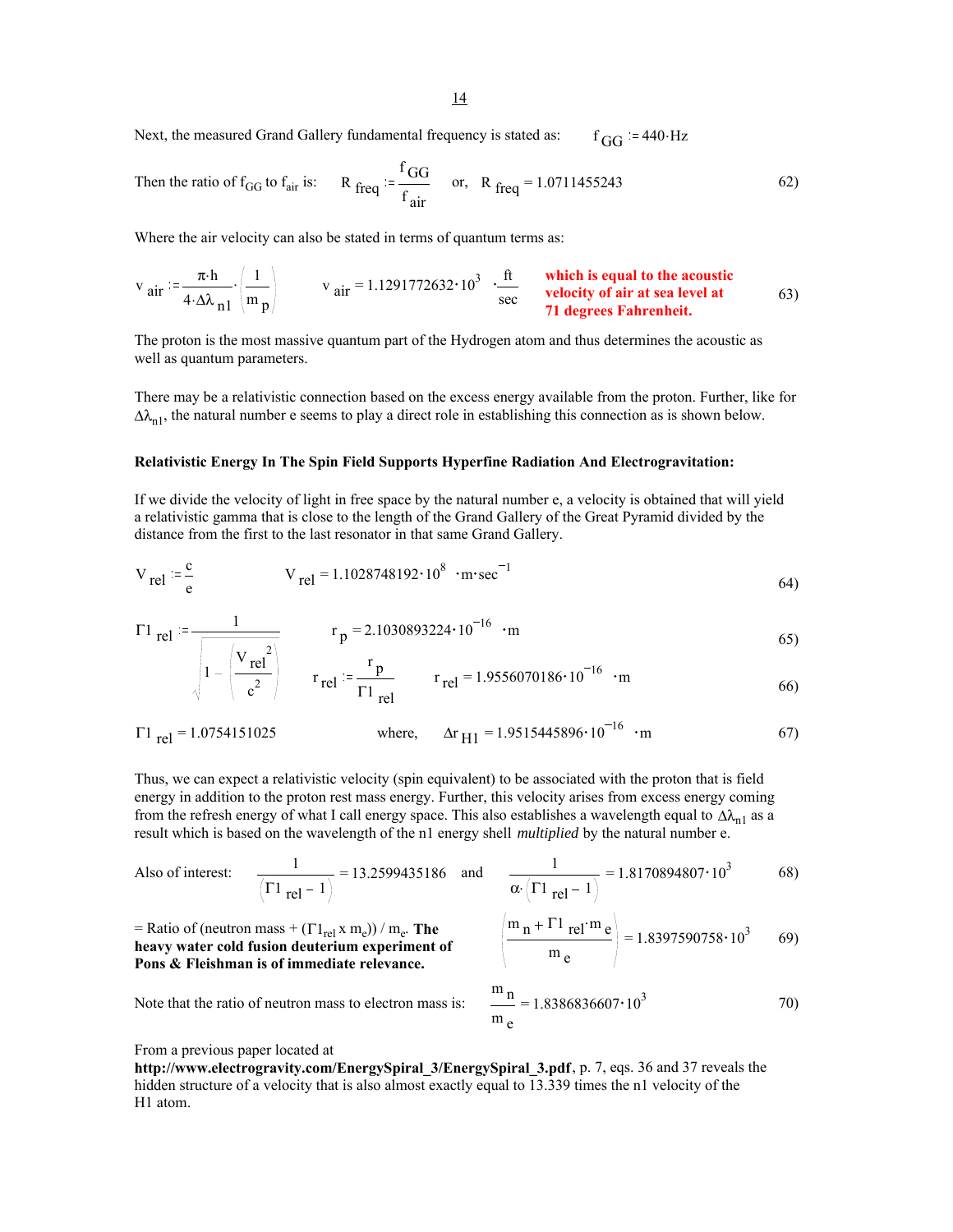Next, the measured Grand Gallery fundamental frequency is stated as: $f_{GG} := 440 \cdot Hz$

Then the ratio of $f_{GG}$ to $f_{air}$ is: $R_{freq} := \dfrac{f_{GG}}{f_{air}}$ or, $R_{freq} = 1.0711455243$ (62)

Where the air velocity can also be stated in terms of quantum terms as:

$$v_{air} := \frac{\pi \cdot h}{4 \cdot \Delta\lambda_{n1}} \cdot \left(\frac{1}{m_p}\right) \qquad v_{air} = 1.1291772632 \cdot 10^3 \cdot \frac{ft}{sec} \qquad (63)$$

**which is equal to the acoustic velocity of air at sea level at 71 degrees Fahrenheit.**

The proton is the most massive quantum part of the Hydrogen atom and thus determines the acoustic as well as quantum parameters.

There may be a relativistic connection based on the excess energy available from the proton. Further, like for $\Delta\lambda_{n1}$, the natural number e seems to play a direct role in establishing this connection as is shown below.

**Relativistic Energy In The Spin Field Supports Hyperfine Radiation And Electrogravitation:**

If we divide the velocity of light in free space by the natural number e, a velocity is obtained that will yield a relativistic gamma that is close to the length of the Grand Gallery of the Great Pyramid divided by the distance from the first to the last resonator in that same Grand Gallery.

$$V_{rel} := \frac{c}{e} \qquad V_{rel} = 1.1028748192 \cdot 10^8 \cdot m \cdot sec^{-1} \qquad (64)$$

$$\Gamma1_{rel} := \frac{1}{\sqrt{1 - \left(\frac{V_{rel}^2}{c^2}\right)}} \qquad r_p = 2.1030893224 \cdot 10^{-16} \cdot m \qquad (65)$$

$$r_{rel} := \frac{r_p}{\Gamma1_{rel}} \qquad r_{rel} = 1.9556070186 \cdot 10^{-16} \cdot m \qquad (66)$$

$$\Gamma1_{rel} = 1.0754151025 \qquad \text{where,} \qquad \Delta r_{H1} = 1.9515445896 \cdot 10^{-16} \cdot m \qquad (67)$$

Thus, we can expect a relativistic velocity (spin equivalent) to be associated with the proton that is field energy in addition to the proton rest mass energy. Further, this velocity arises from excess energy coming from the refresh energy of what I call energy space. This also establishes a wavelength equal to $\Delta\lambda_{n1}$ as a result which is based on the wavelength of the n1 energy shell *multiplied* by the natural number e.

Also of interest:
$$\frac{1}{(\Gamma1_{rel} - 1)} = 13.2599435186 \quad \text{and} \quad \frac{1}{\alpha \cdot (\Gamma1_{rel} - 1)} = 1.8170894807 \cdot 10^3 \qquad (68)$$

= Ratio of (neutron mass + $(\Gamma1_{rel} \times m_e)$) / $m_e$. **The heavy water cold fusion deuterium experiment of Pons & Fleishman is of immediate relevance.**

$$\left(\frac{m_n + \Gamma1_{rel} \cdot m_e}{m_e}\right) = 1.8397590758 \cdot 10^3 \qquad (69)$$

Note that the ratio of neutron mass to electron mass is: $\dfrac{m_n}{m_e} = 1.8386836607 \cdot 10^3$ (70)

From a previous paper located at **http://www.electrogravity.com/EnergySpiral_3/EnergySpiral_3.pdf**, p. 7, eqs. 36 and 37 reveals the hidden structure of a velocity that is also almost exactly equal to 13.339 times the n1 velocity of the H1 atom.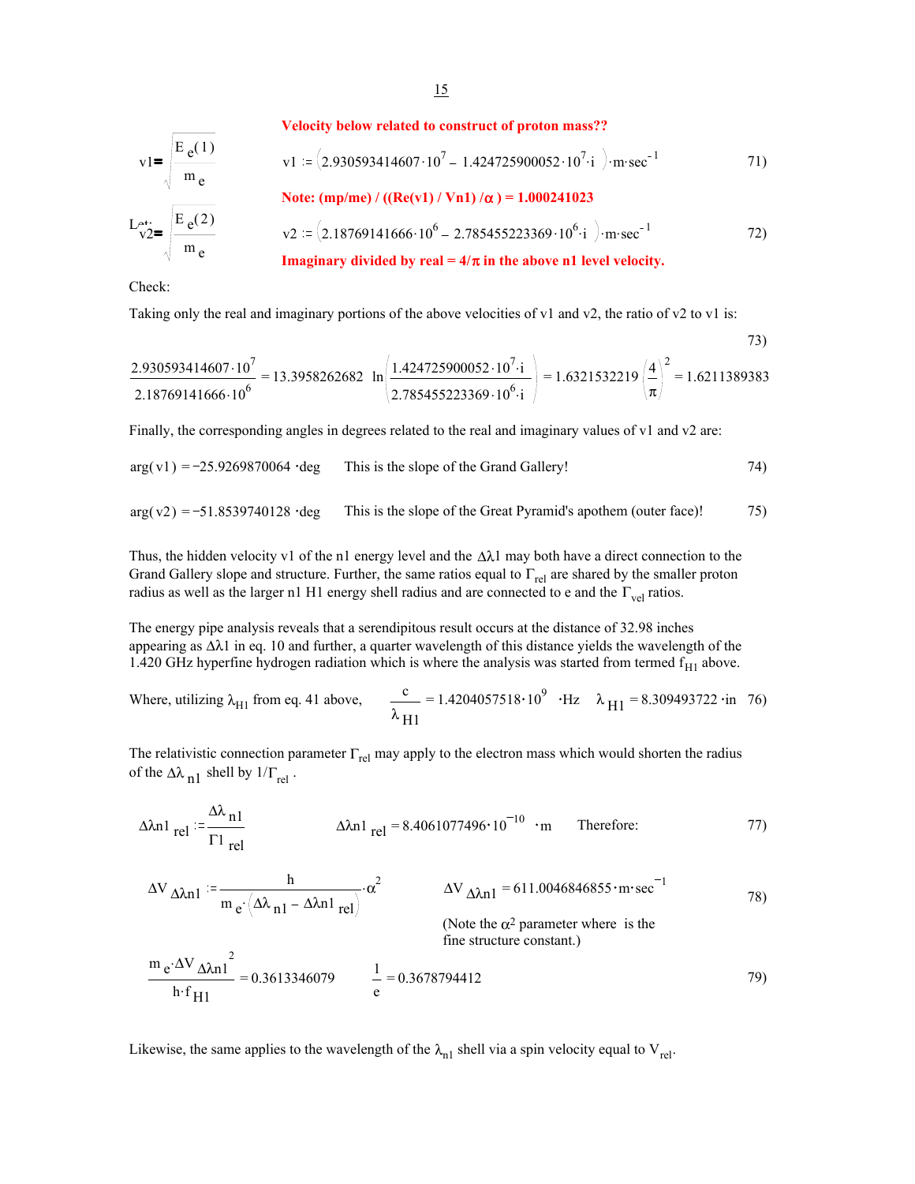**Velocity below related to construct of proton mass??**

$$v1 = \sqrt{\frac{E_e(1)}{m_e}} \qquad v1 := \left(2.930593414607 \cdot 10^7 - 1.424725900052 \cdot 10^7 \cdot i\right) \cdot m \cdot sec^{-1} \qquad 71)$$

**Note: (mp/me) / ((Re(v1) / Vn1) /α ) = 1.000241023**

$$v2 = \sqrt{\frac{E_e(2)}{m_e}} \qquad v2 := \left(2.18769141666 \cdot 10^6 - 2.785455223369 \cdot 10^6 \cdot i\right) \cdot m \cdot sec^{-1} \qquad 72)$$

**Imaginary divided by real = 4/π in the above n1 level velocity.**

Check:

Taking only the real and imaginary portions of the above velocities of v1 and v2, the ratio of v2 to v1 is:

73)

$$\frac{2.930593414607 \cdot 10^7}{2.18769141666 \cdot 10^6} = 13.3958262682 \quad \ln\left(\frac{1.424725900052 \cdot 10^7 \cdot i}{2.785455223369 \cdot 10^6 \cdot i}\right) = 1.6321532219 \quad \left(\frac{4}{\pi}\right)^2 = 1.6211389383$$

Finally, the corresponding angles in degrees related to the real and imaginary values of v1 and v2 are:

$\arg(v1) = -25.9269870064 \cdot deg$ This is the slope of the Grand Gallery! 74)

$\arg(v2) = -51.8539740128 \cdot deg$ This is the slope of the Great Pyramid's apothem (outer face)! 75)

Thus, the hidden velocity v1 of the n1 energy level and the $\Delta\lambda 1$ may both have a direct connection to the Grand Gallery slope and structure. Further, the same ratios equal to $\Gamma_{rel}$ are shared by the smaller proton radius as well as the larger n1 H1 energy shell radius and are connected to e and the $\Gamma_{vel}$ ratios.

The energy pipe analysis reveals that a serendipitous result occurs at the distance of 32.98 inches appearing as $\Delta\lambda 1$ in eq. 10 and further, a quarter wavelength of this distance yields the wavelength of the 1.420 GHz hyperfine hydrogen radiation which is where the analysis was started from termed $f_{H1}$ above.

Where, utilizing $\lambda_{H1}$ from eq. 41 above, $\dfrac{c}{\lambda_{H1}} = 1.4204057518 \cdot 10^9 \cdot Hz \quad \lambda_{H1} = 8.309493722 \cdot in$ 76)

The relativistic connection parameter $\Gamma_{rel}$ may apply to the electron mass which would shorten the radius of the $\Delta\lambda_{n1}$ shell by $1/\Gamma_{rel}$.

$$\Delta\lambda n1_{rel} := \frac{\Delta\lambda_{n1}}{\Gamma 1_{rel}} \qquad \Delta\lambda n1_{rel} = 8.4061077496 \cdot 10^{-10} \cdot m \qquad \text{Therefore:} \qquad 77)$$

$$\Delta V_{\Delta\lambda n1} := \frac{h}{m_e \cdot \left(\Delta\lambda_{n1} - \Delta\lambda n1_{rel}\right)} \cdot \alpha^2 \qquad \Delta V_{\Delta\lambda n1} = 611.0046846855 \cdot m \cdot sec^{-1} \qquad 78)$$

(Note the $\alpha^2$ parameter where is the fine structure constant.)

$$\frac{m_e \cdot \Delta V_{\Delta\lambda n1}^2}{h \cdot f_{H1}} = 0.3613346079 \qquad \frac{1}{e} = 0.3678794412 \qquad 79)$$

Likewise, the same applies to the wavelength of the $\lambda_{n1}$ shell via a spin velocity equal to $V_{rel}$.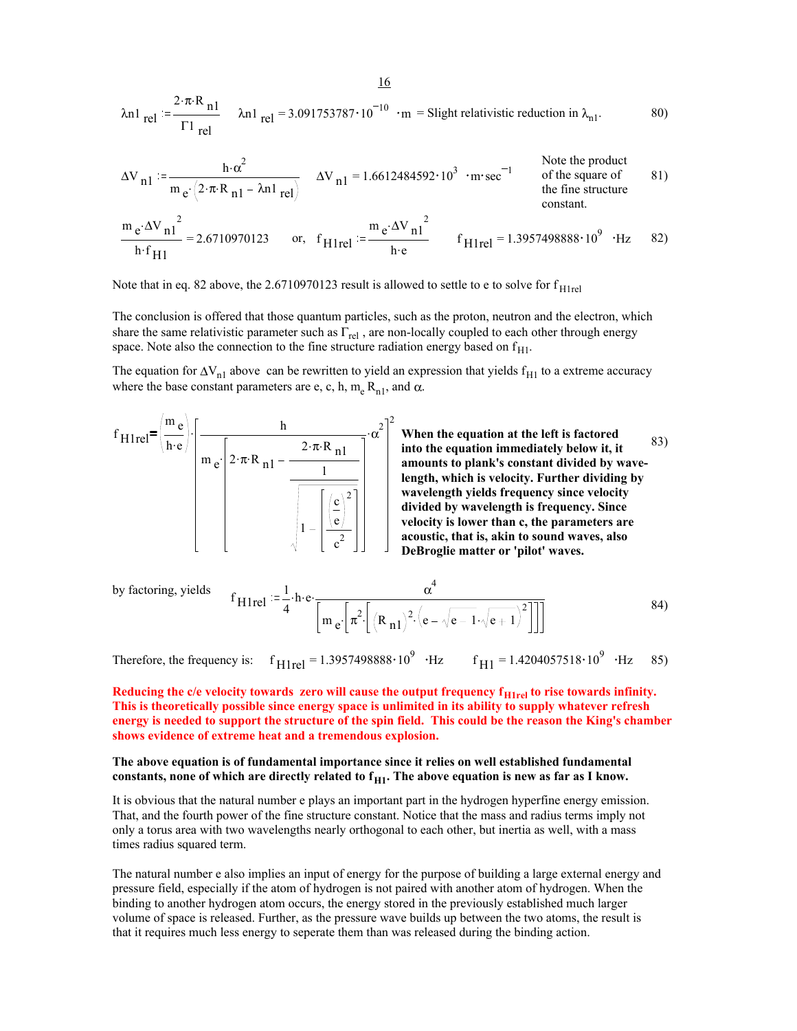$$\lambda n1_{rel} := \frac{2\cdot\pi\cdot R_{n1}}{\Gamma 1_{rel}} \qquad \lambda n1_{rel} = 3.091753787\cdot 10^{-10}\ \cdot m \text{ = Slight relativistic reduction in } \lambda_{n1}. \qquad 80)$$

$$\Delta V_{n1} := \frac{h\cdot\alpha^2}{m_e\cdot\left(2\cdot\pi\cdot R_{n1} - \lambda n1_{rel}\right)} \qquad \Delta V_{n1} = 1.6612484592\cdot 10^{3}\ \cdot m\cdot sec^{-1} \qquad 81)$$

Note the product of the square of the fine structure constant.

$$\frac{m_e\cdot\Delta V_{n1}^{\ 2}}{h\cdot f_{H1}} = 2.6710970123 \quad \text{or,} \quad f_{H1rel} := \frac{m_e\cdot\Delta V_{n1}^{\ 2}}{h\cdot e} \qquad f_{H1rel} = 1.3957498888\cdot 10^{9}\ \cdot Hz \qquad 82)$$

Note that in eq. 82 above, the 2.6710970123 result is allowed to settle to e to solve for $f_{H1rel}$

The conclusion is offered that those quantum particles, such as the proton, neutron and the electron, which share the same relativistic parameter such as $\Gamma_{rel}$ , are non-locally coupled to each other through energy space. Note also the connection to the fine structure radiation energy based on $f_{H1}$.

The equation for $\Delta V_{n1}$ above can be rewritten to yield an expression that yields $f_{H1}$ to a extreme accuracy where the base constant parameters are e, c, h, $m_e$ $R_{n1}$, and $\alpha$.

$$f_{H1rel} = \left(\frac{m_e}{h\cdot e}\right)\cdot\left[\frac{h}{m_e\cdot\left[2\cdot\pi\cdot R_{n1} - \dfrac{2\cdot\pi\cdot R_{n1}}{\dfrac{1}{\sqrt{1-\left[\dfrac{\left(\frac{c}{e}\right)^2}{c^2}\right]}}}\right]}\cdot\alpha^2\right]^2 \qquad 83)$$

**When the equation at the left is factored into the equation immediately below it, it amounts to plank's constant divided by wave-length, which is velocity. Further dividing by wavelength yields frequency since velocity divided by wavelength is frequency. Since velocity is lower than c, the parameters are acoustic, that is, akin to sound waves, also DeBroglie matter or 'pilot' waves.**

by factoring, yields

$$f_{H1rel} := \frac{1}{4}\cdot h\cdot e\cdot\frac{\alpha^4}{\left[m_e\cdot\left[\pi^2\cdot\left[\left(R_{n1}\right)^2\cdot\left(e - \sqrt{e-1}\cdot\sqrt{e+1}\right)^2\right]\right]\right]} \qquad 84)$$

Therefore, the frequency is: $\quad f_{H1rel} = 1.3957498888\cdot 10^{9}\ \cdot Hz \qquad f_{H1} = 1.4204057518\cdot 10^{9}\ \cdot Hz \qquad 85)$

**Reducing the c/e velocity towards zero will cause the output frequency $f_{H1rel}$ to rise towards infinity. This is theoretically possible since energy space is unlimited in its ability to supply whatever refresh energy is needed to support the structure of the spin field. This could be the reason the King's chamber shows evidence of extreme heat and a tremendous explosion.**

**The above equation is of fundamental importance since it relies on well established fundamental constants, none of which are directly related to $f_{H1}$. The above equation is new as far as I know.**

It is obvious that the natural number e plays an important part in the hydrogen hyperfine energy emission. That, and the fourth power of the fine structure constant. Notice that the mass and radius terms imply not only a torus area with two wavelengths nearly orthogonal to each other, but inertia as well, with a mass times radius squared term.

The natural number e also implies an input of energy for the purpose of building a large external energy and pressure field, especially if the atom of hydrogen is not paired with another atom of hydrogen. When the binding to another hydrogen atom occurs, the energy stored in the previously established much larger volume of space is released. Further, as the pressure wave builds up between the two atoms, the result is that it requires much less energy to seperate them than was released during the binding action.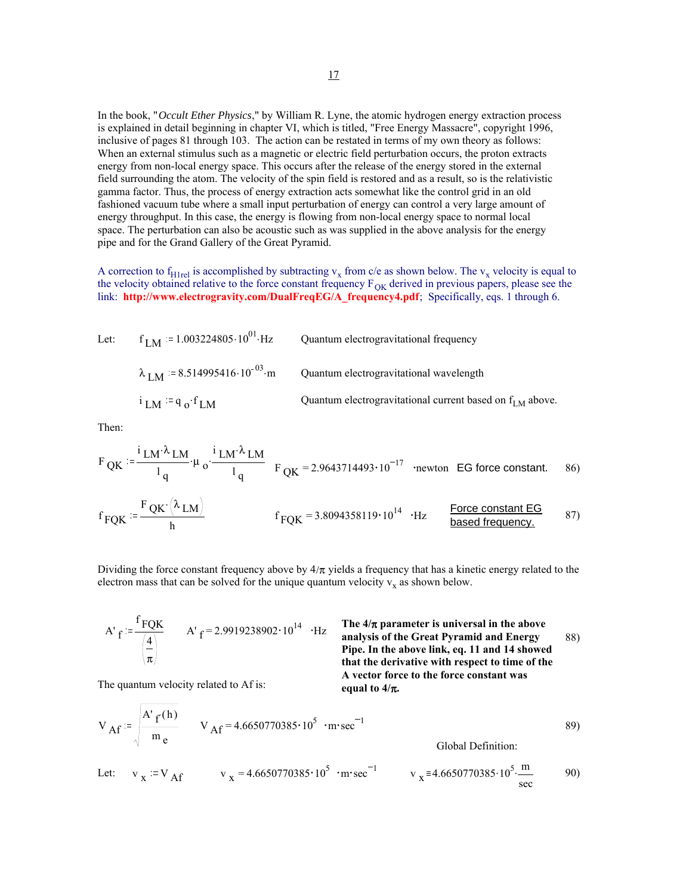In the book, "*Occult Ether Physics*," by William R. Lyne, the atomic hydrogen energy extraction process is explained in detail beginning in chapter VI, which is titled, "Free Energy Massacre", copyright 1996, inclusive of pages 81 through 103. The action can be restated in terms of my own theory as follows: When an external stimulus such as a magnetic or electric field perturbation occurs, the proton extracts energy from non-local energy space. This occurs after the release of the energy stored in the external field surrounding the atom. The velocity of the spin field is restored and as a result, so is the relativistic gamma factor. Thus, the process of energy extraction acts somewhat like the control grid in an old fashioned vacuum tube where a small input perturbation of energy can control a very large amount of energy throughput. In this case, the energy is flowing from non-local energy space to normal local space. The perturbation can also be acoustic such as was supplied in the above analysis for the energy pipe and for the Grand Gallery of the Great Pyramid.

A correction to $f_{H1rel}$ is accomplished by subtracting $v_x$ from c/e as shown below. The $v_x$ velocity is equal to the velocity obtained relative to the force constant frequency $F_{OK}$ derived in previous papers, please see the link: **http://www.electrogravity.com/DualFreqEG/A_frequency4.pdf**; Specifically, eqs. 1 through 6.

Let: $f_{LM} := 1.003224805 \cdot 10^{01} \cdot Hz$ — Quantum electrogravitational frequency

$\lambda_{LM} := 8.514995416 \cdot 10^{-03} \cdot m$ — Quantum electrogravitational wavelength

$i_{LM} := q_o \cdot f_{LM}$ — Quantum electrogravitational current based on $f_{LM}$ above.

Then:

$$F_{QK} := \frac{i_{LM} \cdot \lambda_{LM}}{1_q} \cdot \mu_o \cdot \frac{i_{LM} \cdot \lambda_{LM}}{1_q} \qquad F_{QK} = 2.9643714493 \cdot 10^{-17} \cdot newton \quad \text{EG force constant.} \tag{86}$$

$$f_{FQK} := \frac{F_{QK} \cdot (\lambda_{LM})}{h} \qquad f_{FQK} = 3.8094358119 \cdot 10^{14} \cdot Hz \quad \text{Force constant EG based frequency.} \tag{87}$$

Dividing the force constant frequency above by $4/\pi$ yields a frequency that has a kinetic energy related to the electron mass that can be solved for the unique quantum velocity $v_x$ as shown below.

$$A'_f := \frac{f_{FQK}}{\left(\frac{4}{\pi}\right)} \qquad A'_f = 2.9919238902 \cdot 10^{14} \cdot Hz \tag{88}$$

**The $4/\pi$ parameter is universal in the above analysis of the Great Pyramid and Energy Pipe. In the above link, eq. 11 and 14 showed that the derivative with respect to time of the A vector force to the force constant was equal to $4/\pi$.**

The quantum velocity related to Af is:

$$V_{Af} := \sqrt{\frac{A'_f(h)}{m_e}} \qquad V_{Af} = 4.6650770385 \cdot 10^5 \cdot m \cdot sec^{-1} \tag{89}$$

Global Definition:

$$\text{Let:} \quad v_x := V_{Af} \qquad v_x = 4.6650770385 \cdot 10^5 \cdot m \cdot sec^{-1} \qquad v_x \equiv 4.6650770385 \cdot 10^5 \cdot \frac{m}{sec} \tag{90}$$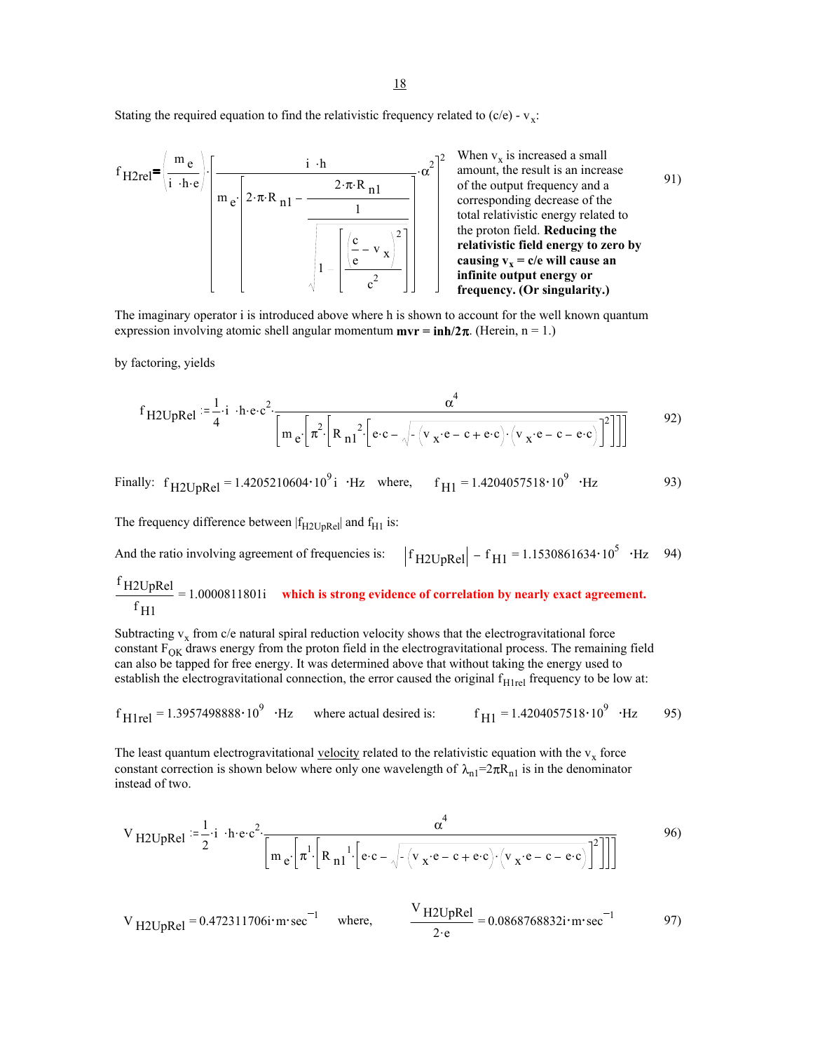Stating the required equation to find the relativistic frequency related to (c/e) - $v_x$:

$$f_{H2rel} = \left(\frac{m_e}{i \cdot h \cdot e}\right) \cdot \left[\frac{i \cdot h}{m_e \cdot \left[2 \cdot \pi \cdot R_{n1} - \frac{2 \cdot \pi \cdot R_{n1}}{\frac{1}{\sqrt{1 - \left[\frac{\left(\frac{c}{e} - v_x\right)^2}{c^2}\right]}}}\right]} \cdot \alpha^2\right]^2 \tag{91}$$

When $v_x$ is increased a small amount, the result is an increase of the output frequency and a corresponding decrease of the total relativistic energy related to the proton field. **Reducing the relativistic field energy to zero by causing $v_x$ = c/e will cause an infinite output energy or frequency. (Or singularity.)**

The imaginary operator i is introduced above where h is shown to account for the well known quantum expression involving atomic shell angular momentum **mvr = inh/2π**. (Herein, n = 1.)

by factoring, yields

$$f_{H2UpRel} := \frac{1}{4} \cdot i \cdot h \cdot e \cdot c^2 \cdot \frac{\alpha^4}{\left[m_e \cdot \left[\pi^2 \cdot \left[R_{n1}^{\ 2} \cdot \left[e \cdot c - \sqrt{-\left(v_x \cdot e - c + e \cdot c\right) \cdot \left(v_x \cdot e - c - e \cdot c\right)}\right]^2\right]\right]\right]} \tag{92}$$

Finally: $f_{H2UpRel} = 1.4205210604 \cdot 10^9 i \cdot Hz$ where, $f_{H1} = 1.4204057518 \cdot 10^9 \cdot Hz$ (93)

The frequency difference between $|f_{H2UpRel}|$ and $f_{H1}$ is:

And the ratio involving agreement of frequencies is: $\left|f_{H2UpRel}\right| - f_{H1} = 1.1530861634 \cdot 10^5 \cdot Hz$ (94)

$\frac{f_{H2UpRel}}{f_{H1}} = 1.0000811801i$ **which is strong evidence of correlation by nearly exact agreement.**

Subtracting $v_x$ from c/e natural spiral reduction velocity shows that the electrogravitational force constant $F_{OK}$ draws energy from the proton field in the electrogravitational process. The remaining field can also be tapped for free energy. It was determined above that without taking the energy used to establish the electrogravitational connection, the error caused the original $f_{H1rel}$ frequency to be low at:

$f_{H1rel} = 1.3957498888 \cdot 10^9 \cdot Hz$ where actual desired is: $f_{H1} = 1.4204057518 \cdot 10^9 \cdot Hz$ (95)

The least quantum electrogravitational <u>velocity</u> related to the relativistic equation with the $v_x$ force constant correction is shown below where only one wavelength of $\lambda_{n1}=2\pi R_{n1}$ is in the denominator instead of two.

$$V_{H2UpRel} := \frac{1}{2} \cdot i \cdot h \cdot e \cdot c^2 \cdot \frac{\alpha^4}{\left[m_e \cdot \left[\pi^1 \cdot \left[R_{n1}^{\ 1} \cdot \left[e \cdot c - \sqrt{-\left(v_x \cdot e - c + e \cdot c\right) \cdot \left(v_x \cdot e - c - e \cdot c\right)}\right]^2\right]\right]\right]} \tag{96}$$

$V_{H2UpRel} = 0.472311706i \cdot m \cdot sec^{-1}$ where, $\frac{V_{H2UpRel}}{2 \cdot e} = 0.0868768832i \cdot m \cdot sec^{-1}$ (97)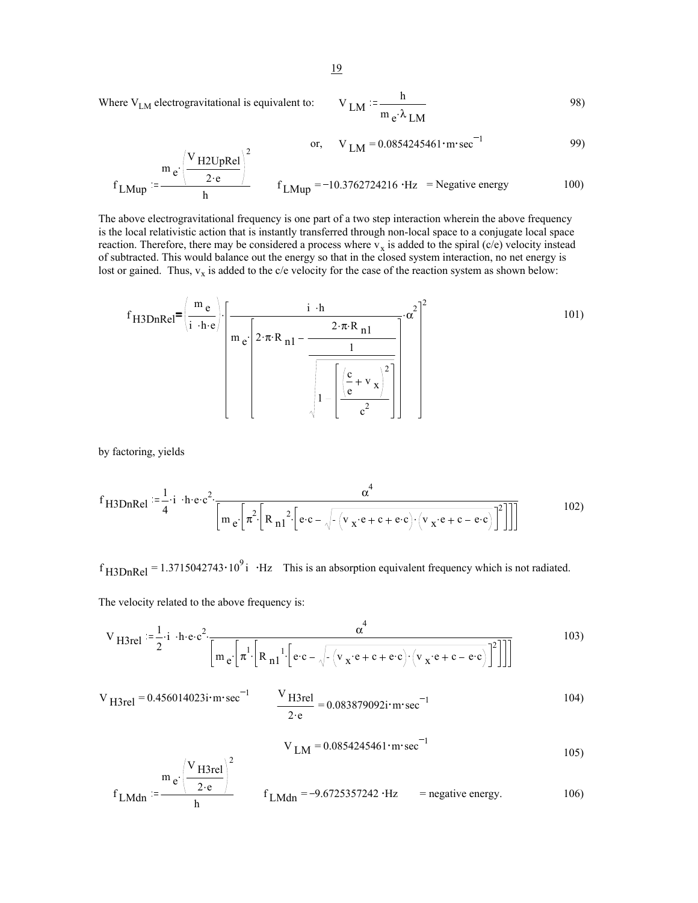Where $V_{LM}$ electrogravitational is equivalent to: $$V_{LM} := \frac{h}{m_e \cdot \lambda_{LM}} \qquad 98)$$

$$\text{or,} \quad V_{LM} = 0.0854245461 \cdot m \cdot sec^{-1} \qquad 99)$$

$$f_{LMup} := \frac{m_e \cdot \left(\frac{V_{H2UpRel}}{2 \cdot e}\right)^2}{h} \qquad f_{LMup} = -10.3762724216 \cdot Hz \quad = \text{Negative energy} \qquad 100)$$

The above electrogravitational frequency is one part of a two step interaction wherein the above frequency is the local relativistic action that is instantly transferred through non-local space to a conjugate local space reaction. Therefore, there may be considered a process where $v_x$ is added to the spiral (c/e) velocity instead of subtracted. This would balance out the energy so that in the closed system interaction, no net energy is lost or gained. Thus, $v_x$ is added to the c/e velocity for the case of the reaction system as shown below:

$$f_{H3DnRel} = \left(\frac{m_e}{i \cdot h \cdot e}\right) \cdot \left[\frac{i \cdot h}{m_e \cdot \left[2 \cdot \pi \cdot R_{n1} - \frac{2 \cdot \pi \cdot R_{n1}}{\frac{1}{\sqrt{1 - \left[\frac{\left(\frac{c}{e} + v_x\right)^2}{c^2}\right]}}}\right]} \cdot \alpha^2\right]^2 \qquad 101)$$

by factoring, yields

$$f_{H3DnRel} := \frac{1}{4} \cdot i \cdot h \cdot e \cdot c^2 \cdot \frac{\alpha^4}{\left[m_e \cdot \left[\pi^2 \cdot \left[R_{n1}^{\,2} \cdot \left[e \cdot c - \sqrt{-\left(v_x \cdot e + c + e \cdot c\right) \cdot \left(v_x \cdot e + c - e \cdot c\right)}\right]^2\right]\right]\right]} \qquad 102)$$

$f_{H3DnRel} = 1.3715042743 \cdot 10^9 \, i \cdot Hz$ This is an absorption equivalent frequency which is not radiated.

The velocity related to the above frequency is:

$$V_{H3rel} := \frac{1}{2} \cdot i \cdot h \cdot e \cdot c^2 \cdot \frac{\alpha^4}{\left[m_e \cdot \left[\pi^1 \cdot \left[R_{n1}^{\,1} \cdot \left[e \cdot c - \sqrt{-\left(v_x \cdot e + c + e \cdot c\right) \cdot \left(v_x \cdot e + c - e \cdot c\right)}\right]^2\right]\right]\right]} \qquad 103)$$

$$V_{H3rel} = 0.456014023i \cdot m \cdot sec^{-1} \qquad \frac{V_{H3rel}}{2 \cdot e} = 0.083879092i \cdot m \cdot sec^{-1} \qquad 104)$$

$$V_{LM} = 0.0854245461 \cdot m \cdot sec^{-1} \qquad 105)$$

$$f_{LMdn} := \frac{m_e \cdot \left(\frac{V_{H3rel}}{2 \cdot e}\right)^2}{h} \qquad f_{LMdn} = -9.6725357242 \cdot Hz \quad = \text{negative energy.} \qquad 106)$$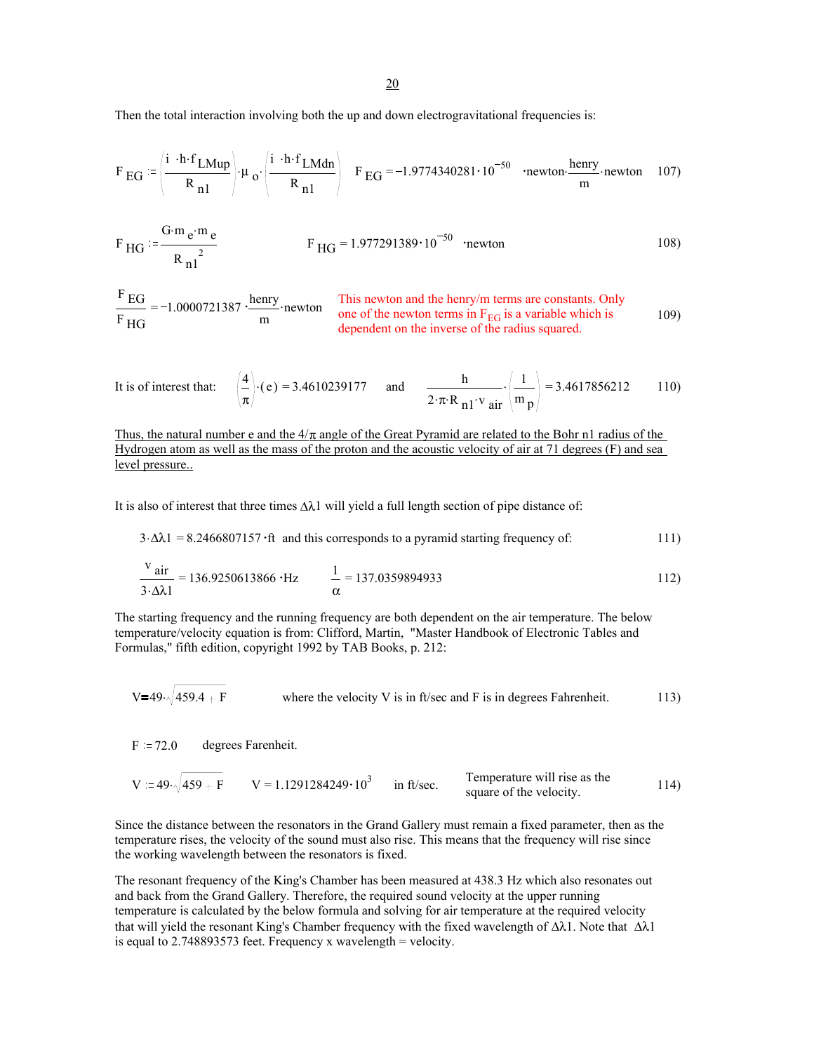Then the total interaction involving both the up and down electrogravitational frequencies is:

$$F_{EG} := \left(\frac{i \cdot h \cdot f_{LMup}}{R_{n1}}\right) \cdot \mu_o \cdot \left(\frac{i \cdot h \cdot f_{LMdn}}{R_{n1}}\right) \qquad F_{EG} = -1.9774340281 \cdot 10^{-50} \cdot \text{newton} \cdot \frac{\text{henry}}{\text{m}} \cdot \text{newton} \tag{107}$$

$$F_{HG} := \frac{G \cdot m_e \cdot m_e}{R_{n1}^{\ 2}} \qquad F_{HG} = 1.977291389 \cdot 10^{-50} \cdot \text{newton} \tag{108}$$

$$\frac{F_{EG}}{F_{HG}} = -1.0000721387 \cdot \frac{\text{henry}}{\text{m}} \cdot \text{newton} \tag{109}$$

This newton and the henry/m terms are constants. Only one of the newton terms in $F_{EG}$ is a variable which is dependent on the inverse of the radius squared.

It is of interest that: $\left(\frac{4}{\pi}\right) \cdot (e) = 3.4610239177$ and $\frac{h}{2 \cdot \pi \cdot R_{n1} \cdot v_{air}} \cdot \left(\frac{1}{m_p}\right) = 3.4617856212$ (110)

Thus, the natural number e and the $4/\pi$ angle of the Great Pyramid are related to the Bohr n1 radius of the Hydrogen atom as well as the mass of the proton and the acoustic velocity of air at 71 degrees (F) and sea level pressure..

It is also of interest that three times $\Delta\lambda 1$ will yield a full length section of pipe distance of:

$3 \cdot \Delta\lambda 1 = 8.2466807157 \cdot \text{ft}$ and this corresponds to a pyramid starting frequency of: (111)

$$\frac{v_{air}}{3 \cdot \Delta\lambda 1} = 136.9250613866 \cdot \text{Hz} \qquad \frac{1}{\alpha} = 137.0359894933 \tag{112}$$

The starting frequency and the running frequency are both dependent on the air temperature. The below temperature/velocity equation is from: Clifford, Martin, "Master Handbook of Electronic Tables and Formulas," fifth edition, copyright 1992 by TAB Books, p. 212:

$$V = 49 \cdot \sqrt{459.4 + F} \tag{113}$$

where the velocity V is in ft/sec and F is in degrees Fahrenheit.

$F := 72.0$ degrees Farenheit.

$$V := 49 \cdot \sqrt{459 + F} \qquad V = 1.1291284249 \cdot 10^{3} \text{ in ft/sec.} \tag{114}$$

Temperature will rise as the square of the velocity.

Since the distance between the resonators in the Grand Gallery must remain a fixed parameter, then as the temperature rises, the velocity of the sound must also rise. This means that the frequency will rise since the working wavelength between the resonators is fixed.

The resonant frequency of the King's Chamber has been measured at 438.3 Hz which also resonates out and back from the Grand Gallery. Therefore, the required sound velocity at the upper running temperature is calculated by the below formula and solving for air temperature at the required velocity that will yield the resonant King's Chamber frequency with the fixed wavelength of $\Delta\lambda 1$. Note that $\Delta\lambda 1$ is equal to 2.748893573 feet. Frequency x wavelength = velocity.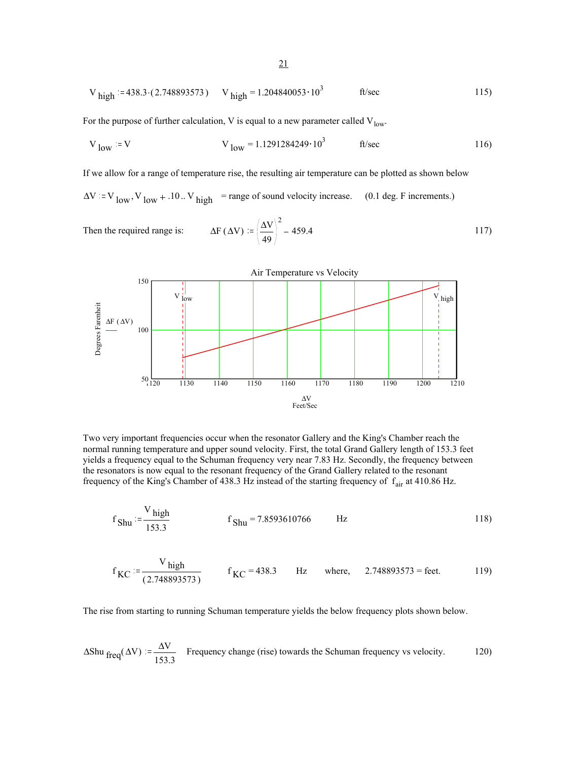$$V_{high} := 438.3 \cdot (2.748893573) \qquad V_{high} = 1.204840053 \cdot 10^{3} \qquad \text{ft/sec} \qquad 115)$$

For the purpose of further calculation, V is equal to a new parameter called $V_{low}$.

$$V_{low} := V \qquad V_{low} = 1.1291284249 \cdot 10^{3} \qquad \text{ft/sec} \qquad 116)$$

If we allow for a range of temperature rise, the resulting air temperature can be plotted as shown below

$\Delta V := V_{low}, V_{low} + .10 .. V_{high}$ = range of sound velocity increase. (0.1 deg. F increments.)

Then the required range is:

$$\Delta F(\Delta V) := \left(\frac{\Delta V}{49}\right)^{2} - 459.4 \qquad 117)$$

Air Temperature vs Velocity

Two very important frequencies occur when the resonator Gallery and the King's Chamber reach the normal running temperature and upper sound velocity. First, the total Grand Gallery length of 153.3 feet yields a frequency equal to the Schuman frequency very near 7.83 Hz. Secondly, the frequency between the resonators is now equal to the resonant frequency of the Grand Gallery related to the resonant frequency of the King's Chamber of 438.3 Hz instead of the starting frequency of $f_{air}$ at 410.86 Hz.

$$f_{Shu} := \frac{V_{high}}{153.3} \qquad f_{Shu} = 7.8593610766 \qquad \text{Hz} \qquad 118)$$

$$f_{KC} := \frac{V_{high}}{(2.748893573)} \qquad f_{KC} = 438.3 \qquad \text{Hz} \qquad \text{where,} \qquad 2.748893573 = \text{feet.} \qquad 119)$$

The rise from starting to running Schuman temperature yields the below frequency plots shown below.

$$\Delta Shu_{freq}(\Delta V) := \frac{\Delta V}{153.3} \qquad \text{Frequency change (rise) towards the Schuman frequency vs velocity.} \qquad 120)$$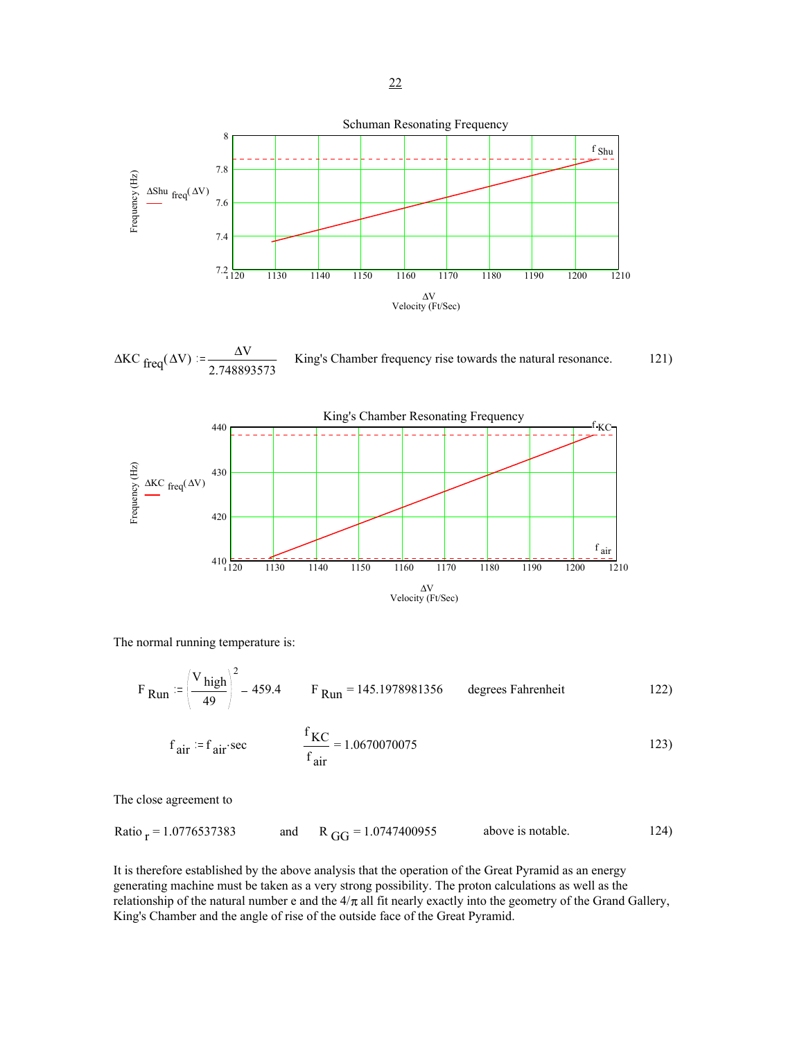Schuman Resonating Frequency

$$\Delta KC_{freq}(\Delta V) := \frac{\Delta V}{2.748893573}$$ King's Chamber frequency rise towards the natural resonance. 121)

King's Chamber Resonating Frequency

The normal running temperature is:

$$F_{Run} := \left(\frac{V_{high}}{49}\right)^2 - 459.4 \qquad F_{Run} = 145.1978981356 \qquad \text{degrees Fahrenheit} \qquad 122)$$

$$f_{air} := f_{air} \cdot sec \qquad \frac{f_{KC}}{f_{air}} = 1.0670070075 \qquad 123)$$

The close agreement to

$Ratio_r = 1.0776537383$ and $R_{GG} = 1.0747400955$ above is notable. 124)

It is therefore established by the above analysis that the operation of the Great Pyramid as an energy generating machine must be taken as a very strong possibility. The proton calculations as well as the relationship of the natural number e and the $4/\pi$ all fit nearly exactly into the geometry of the Grand Gallery, King's Chamber and the angle of rise of the outside face of the Great Pyramid.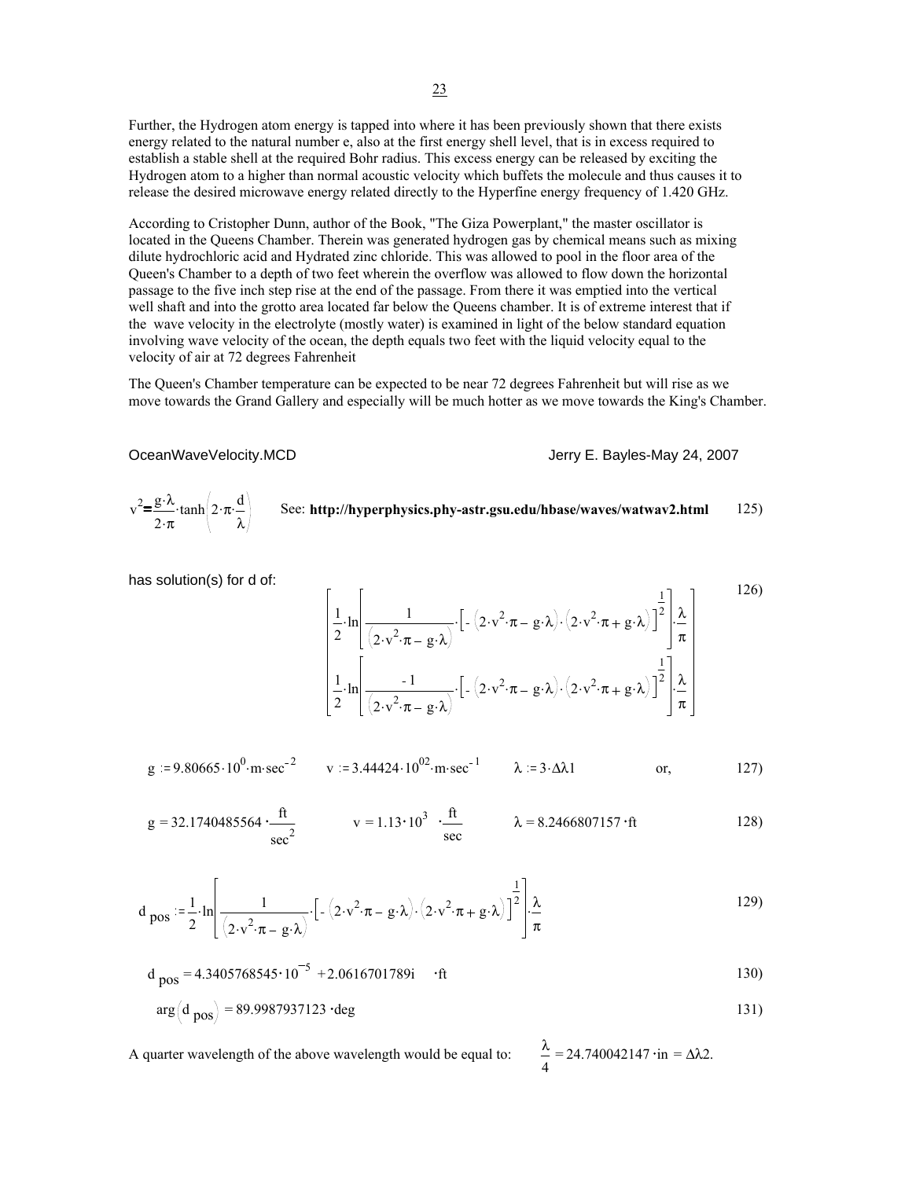Further, the Hydrogen atom energy is tapped into where it has been previously shown that there exists energy related to the natural number e, also at the first energy shell level, that is in excess required to establish a stable shell at the required Bohr radius. This excess energy can be released by exciting the Hydrogen atom to a higher than normal acoustic velocity which buffets the molecule and thus causes it to release the desired microwave energy related directly to the Hyperfine energy frequency of 1.420 GHz.

According to Cristopher Dunn, author of the Book, "The Giza Powerplant," the master oscillator is located in the Queens Chamber. Therein was generated hydrogen gas by chemical means such as mixing dilute hydrochloric acid and Hydrated zinc chloride. This was allowed to pool in the floor area of the Queen's Chamber to a depth of two feet wherein the overflow was allowed to flow down the horizontal passage to the five inch step rise at the end of the passage. From there it was emptied into the vertical well shaft and into the grotto area located far below the Queens chamber. It is of extreme interest that if the wave velocity in the electrolyte (mostly water) is examined in light of the below standard equation involving wave velocity of the ocean, the depth equals two feet with the liquid velocity equal to the velocity of air at 72 degrees Fahrenheit

The Queen's Chamber temperature can be expected to be near 72 degrees Fahrenheit but will rise as we move towards the Grand Gallery and especially will be much hotter as we move towards the King's Chamber.

OceanWaveVelocity.MCD Jerry E. Bayles-May 24, 2007

$$v^2 = \frac{g \cdot \lambda}{2 \cdot \pi} \cdot \tanh\left(2 \cdot \pi \cdot \frac{d}{\lambda}\right) \qquad \text{See: } \textbf{http://hyperphysics.phy-astr.gsu.edu/hbase/waves/watwav2.html} \qquad 125)$$

has solution(s) for d of:

$$\begin{bmatrix} \frac{1}{2} \cdot \ln\left[\frac{1}{\left(2 \cdot v^2 \cdot \pi - g \cdot \lambda\right)} \cdot \left[-\left(2 \cdot v^2 \cdot \pi - g \cdot \lambda\right) \cdot \left(2 \cdot v^2 \cdot \pi + g \cdot \lambda\right)\right]^{\frac{1}{2}}\right] \cdot \frac{\lambda}{\pi} \\ \frac{1}{2} \cdot \ln\left[\frac{-1}{\left(2 \cdot v^2 \cdot \pi - g \cdot \lambda\right)} \cdot \left[-\left(2 \cdot v^2 \cdot \pi - g \cdot \lambda\right) \cdot \left(2 \cdot v^2 \cdot \pi + g \cdot \lambda\right)\right]^{\frac{1}{2}}\right] \cdot \frac{\lambda}{\pi} \end{bmatrix} \qquad 126)$$

$$g := 9.80665 \cdot 10^{0} \cdot m \cdot sec^{-2} \qquad v := 3.44424 \cdot 10^{02} \cdot m \cdot sec^{-1} \qquad \lambda := 3 \cdot \Delta\lambda 1 \qquad \text{or,} \qquad 127)$$

$$g = 32.1740485564 \cdot \frac{ft}{sec^2} \qquad v = 1.13 \cdot 10^{3} \cdot \frac{ft}{sec} \qquad \lambda = 8.2466807157 \cdot ft \qquad 128)$$

$$d_{pos} := \frac{1}{2} \cdot \ln\left[\frac{1}{\left(2 \cdot v^2 \cdot \pi - g \cdot \lambda\right)} \cdot \left[-\left(2 \cdot v^2 \cdot \pi - g \cdot \lambda\right) \cdot \left(2 \cdot v^2 \cdot \pi + g \cdot \lambda\right)\right]^{\frac{1}{2}}\right] \cdot \frac{\lambda}{\pi} \qquad 129)$$

$$d_{pos} = 4.3405768545 \cdot 10^{-5} + 2.0616701789i \quad \cdot ft \qquad 130)$$

$$\arg\left(d_{pos}\right) = 89.9987937123 \cdot deg \qquad 131)$$

A quarter wavelength of the above wavelength would be equal to: $\frac{\lambda}{4} = 24.740042147 \cdot in = \Delta\lambda 2.$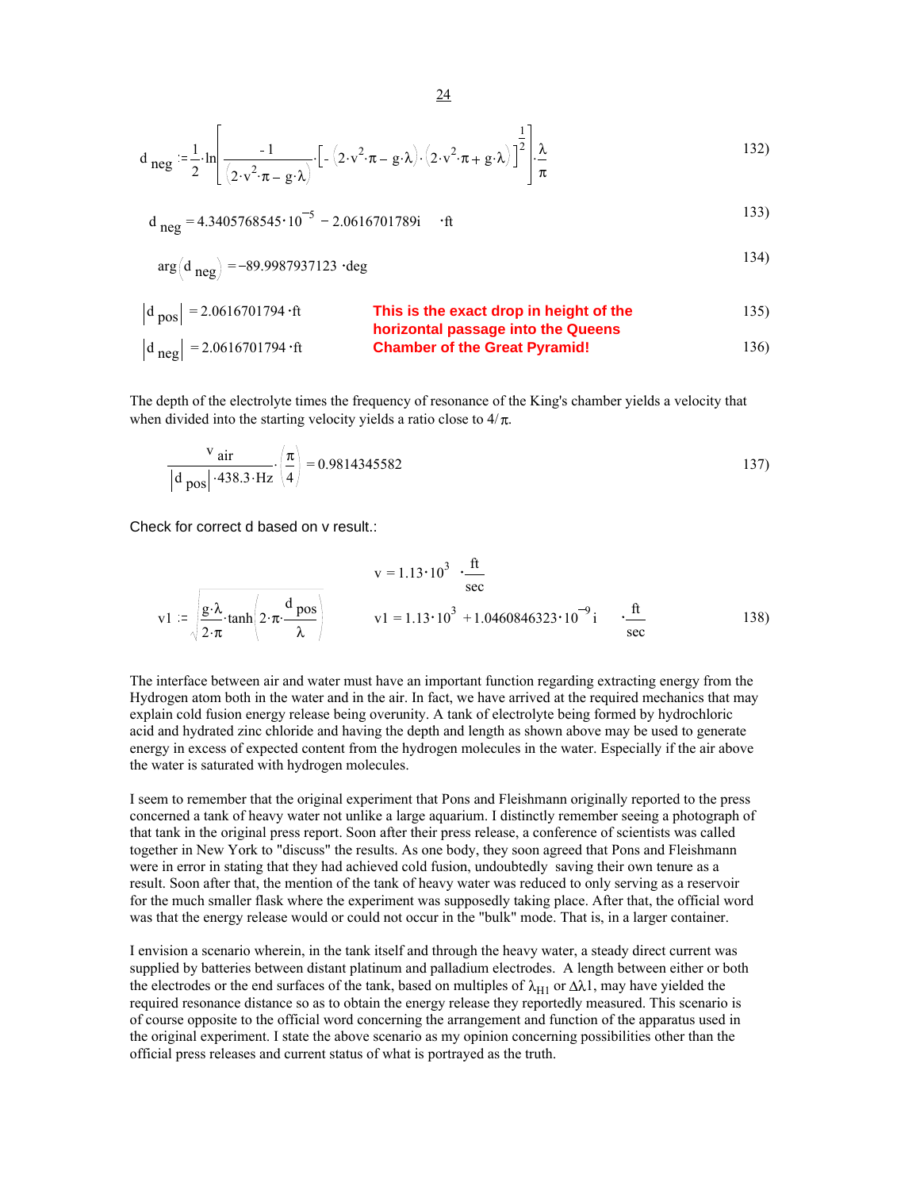$$d_{neg} := \frac{1}{2} \cdot \ln\left[\frac{-1}{\left(2 \cdot v^2 \cdot \pi - g \cdot \lambda\right)} \cdot \left[-\left(2 \cdot v^2 \cdot \pi - g \cdot \lambda\right) \cdot \left(2 \cdot v^2 \cdot \pi + g \cdot \lambda\right)\right]^{\frac{1}{2}}\right] \cdot \frac{\lambda}{\pi} \qquad 132)$$

$$d_{neg} = 4.3405768545 \cdot 10^{-5} - 2.0616701789i \quad \cdot ft \qquad 133)$$

$$\arg\left(d_{neg}\right) = -89.9987937123 \cdot deg \qquad 134)$$

$$\left|d_{pos}\right| = 2.0616701794 \cdot ft \qquad 135)$$

$$\left|d_{neg}\right| = 2.0616701794 \cdot ft \qquad 136)$$

**This is the exact drop in height of the horizontal passage into the Queens Chamber of the Great Pyramid!**

The depth of the electrolyte times the frequency of resonance of the King's chamber yields a velocity that when divided into the starting velocity yields a ratio close to $4/\pi$.

$$\frac{v_{air}}{\left|d_{pos}\right| \cdot 438.3 \cdot Hz} \cdot \left(\frac{\pi}{4}\right) = 0.9814345582 \qquad 137)$$

Check for correct d based on v result.:

$$v1 := \sqrt{\frac{g \cdot \lambda}{2 \cdot \pi} \cdot \tanh\left(2 \cdot \pi \cdot \frac{d_{pos}}{\lambda}\right)} \qquad v = 1.13 \cdot 10^3 \quad \cdot \frac{ft}{sec} \qquad v1 = 1.13 \cdot 10^3 + 1.0460846323 \cdot 10^{-9} i \quad \cdot \frac{ft}{sec} \qquad 138)$$

The interface between air and water must have an important function regarding extracting energy from the Hydrogen atom both in the water and in the air. In fact, we have arrived at the required mechanics that may explain cold fusion energy release being overunity. A tank of electrolyte being formed by hydrochloric acid and hydrated zinc chloride and having the depth and length as shown above may be used to generate energy in excess of expected content from the hydrogen molecules in the water. Especially if the air above the water is saturated with hydrogen molecules.

I seem to remember that the original experiment that Pons and Fleishmann originally reported to the press concerned a tank of heavy water not unlike a large aquarium. I distinctly remember seeing a photograph of that tank in the original press report. Soon after their press release, a conference of scientists was called together in New York to "discuss" the results. As one body, they soon agreed that Pons and Fleishmann were in error in stating that they had achieved cold fusion, undoubtedly saving their own tenure as a result. Soon after that, the mention of the tank of heavy water was reduced to only serving as a reservoir for the much smaller flask where the experiment was supposedly taking place. After that, the official word was that the energy release would or could not occur in the "bulk" mode. That is, in a larger container.

I envision a scenario wherein, in the tank itself and through the heavy water, a steady direct current was supplied by batteries between distant platinum and palladium electrodes. A length between either or both the electrodes or the end surfaces of the tank, based on multiples of $\lambda_{H1}$ or $\Delta\lambda 1$, may have yielded the required resonance distance so as to obtain the energy release they reportedly measured. This scenario is of course opposite to the official word concerning the arrangement and function of the apparatus used in the original experiment. I state the above scenario as my opinion concerning possibilities other than the official press releases and current status of what is portrayed as the truth.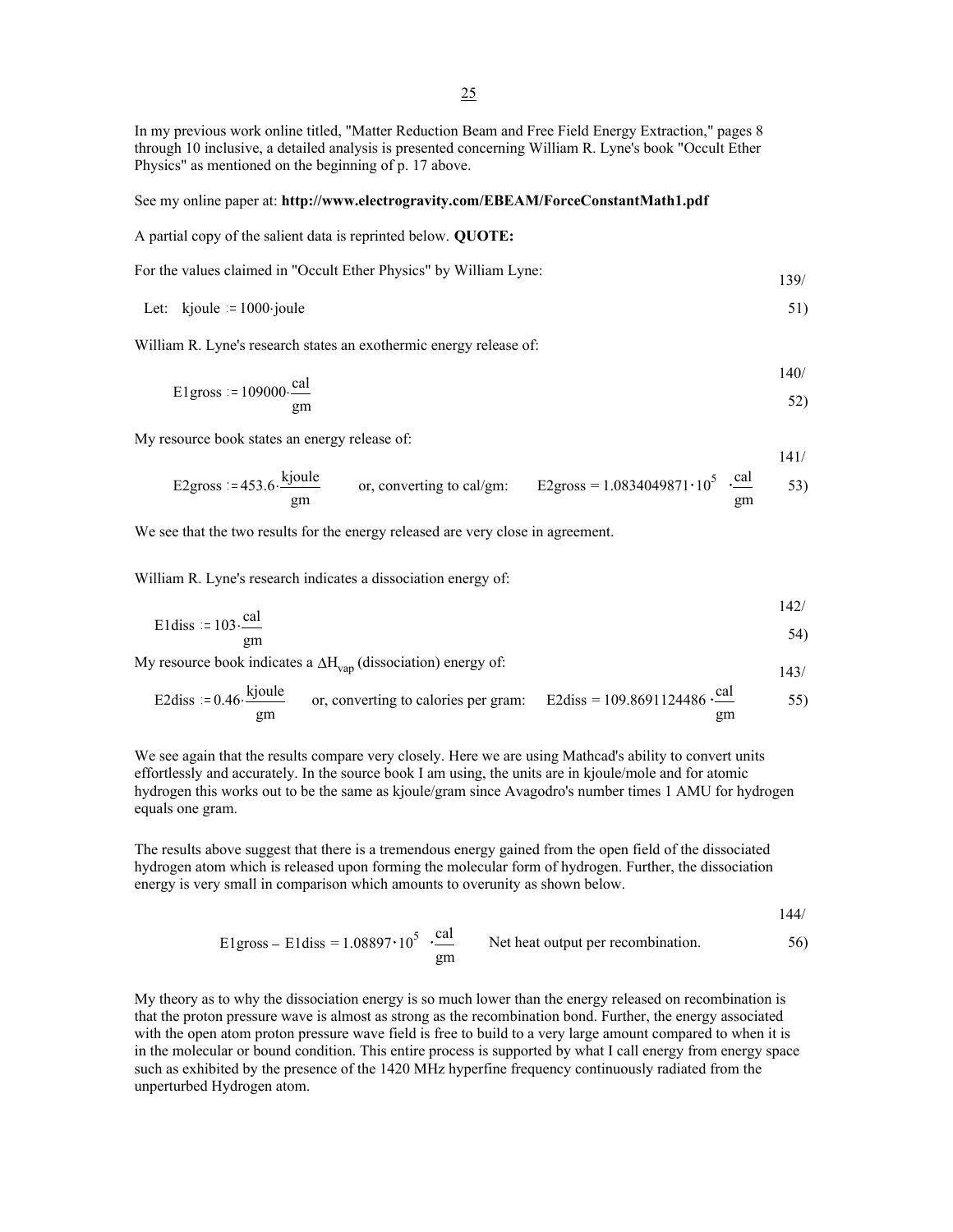In my previous work online titled, "Matter Reduction Beam and Free Field Energy Extraction," pages 8 through 10 inclusive, a detailed analysis is presented concerning William R. Lyne's book "Occult Ether Physics" as mentioned on the beginning of p. 17 above.

See my online paper at: **http://www.electrogravity.com/EBEAM/ForceConstantMath1.pdf**

A partial copy of the salient data is reprinted below. **QUOTE:**

For the values claimed in "Occult Ether Physics" by William Lyne: 139/

Let: $\text{kjoule} := 1000 \cdot \text{joule}$ 51)

William R. Lyne's research states an exothermic energy release of:

$$E1gross := 109000 \cdot \frac{cal}{gm} \qquad 140/\ 52)$$

My resource book states an energy release of:

$$E2gross := 453.6 \cdot \frac{kjoule}{gm} \quad \text{or, converting to cal/gm:} \quad E2gross = 1.0834049871 \cdot 10^{5} \cdot \frac{cal}{gm} \qquad 141/\ 53)$$

We see that the two results for the energy released are very close in agreement.

William R. Lyne's research indicates a dissociation energy of:

$$E1diss := 103 \cdot \frac{cal}{gm} \qquad 142/\ 54)$$

My resource book indicates a $\Delta H_{vap}$ (dissociation) energy of: 143/

$$E2diss := 0.46 \cdot \frac{kjoule}{gm} \quad \text{or, converting to calories per gram:} \quad E2diss = 109.8691124486 \cdot \frac{cal}{gm} \qquad 55)$$

We see again that the results compare very closely. Here we are using Mathcad's ability to convert units effortlessly and accurately. In the source book I am using, the units are in kjoule/mole and for atomic hydrogen this works out to be the same as kjoule/gram since Avagodro's number times 1 AMU for hydrogen equals one gram.

The results above suggest that there is a tremendous energy gained from the open field of the dissociated hydrogen atom which is released upon forming the molecular form of hydrogen. Further, the dissociation energy is very small in comparison which amounts to overunity as shown below.

$$E1gross - E1diss = 1.08897 \cdot 10^{5} \cdot \frac{cal}{gm} \qquad \text{Net heat output per recombination.} \qquad 144/\ 56)$$

My theory as to why the dissociation energy is so much lower than the energy released on recombination is that the proton pressure wave is almost as strong as the recombination bond. Further, the energy associated with the open atom proton pressure wave field is free to build to a very large amount compared to when it is in the molecular or bound condition. This entire process is supported by what I call energy from energy space such as exhibited by the presence of the 1420 MHz hyperfine frequency continuously radiated from the unperturbed Hydrogen atom.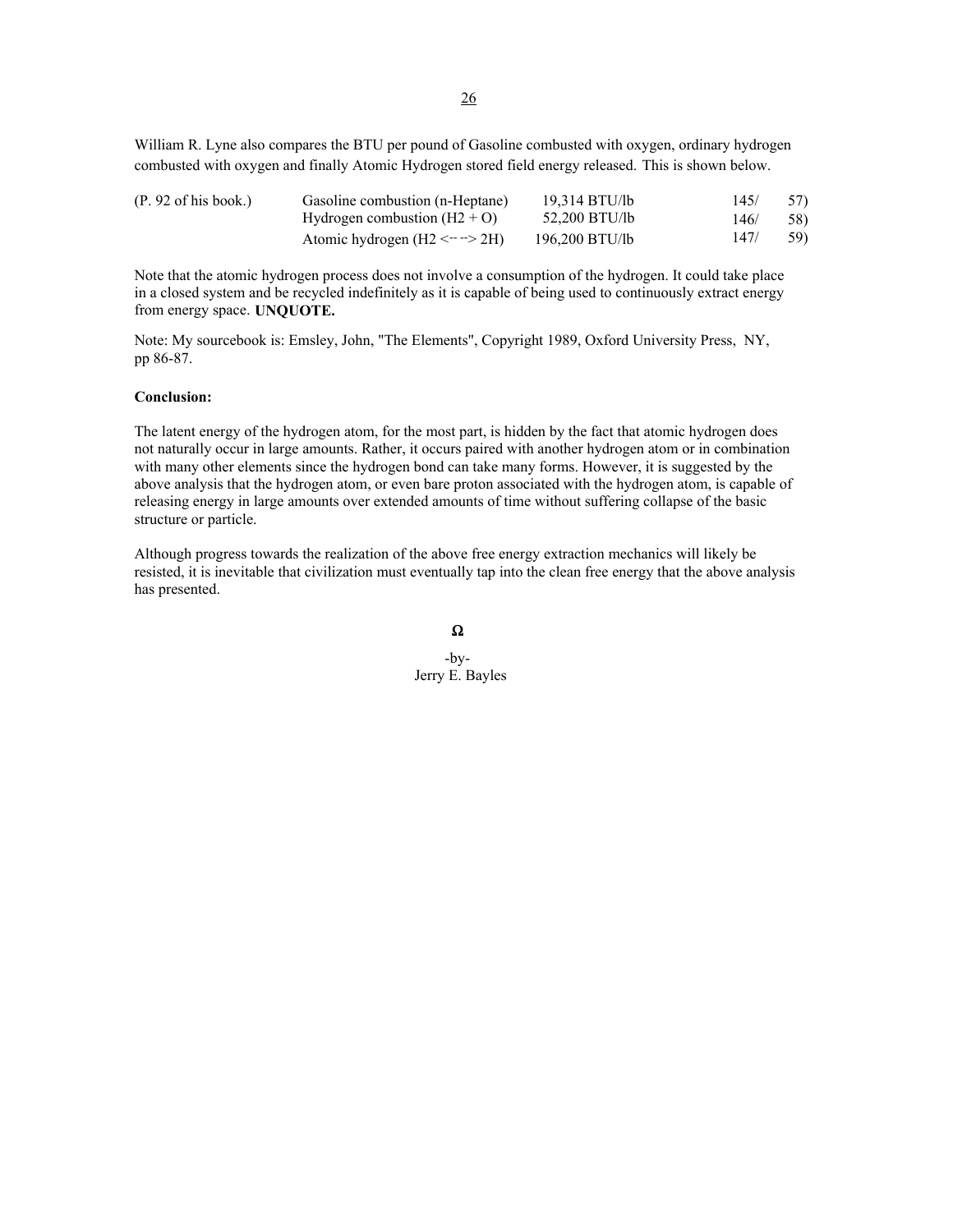William R. Lyne also compares the BTU per pound of Gasoline combusted with oxygen, ordinary hydrogen combusted with oxygen and finally Atomic Hydrogen stored field energy released. This is shown below.

| | | | | |
|---|---|---|---|---|
| (P. 92 of his book.) | Gasoline combustion (n-Heptane) | 19,314 BTU/lb | 145/ | 57) |
| | Hydrogen combustion ($H2 + O$) | 52,200 BTU/lb | 146/ | 58) |
| | Atomic hydrogen ($H2 <\text{---}> 2H$) | 196,200 BTU/lb | 147/ | 59) |

Note that the atomic hydrogen process does not involve a consumption of the hydrogen. It could take place in a closed system and be recycled indefinitely as it is capable of being used to continuously extract energy from energy space. **UNQUOTE.**

Note: My sourcebook is: Emsley, John, "The Elements", Copyright 1989, Oxford University Press, NY, pp 86-87.

**Conclusion:**

The latent energy of the hydrogen atom, for the most part, is hidden by the fact that atomic hydrogen does not naturally occur in large amounts. Rather, it occurs paired with another hydrogen atom or in combination with many other elements since the hydrogen bond can take many forms. However, it is suggested by the above analysis that the hydrogen atom, or even bare proton associated with the hydrogen atom, is capable of releasing energy in large amounts over extended amounts of time without suffering collapse of the basic structure or particle.

Although progress towards the realization of the above free energy extraction mechanics will likely be resisted, it is inevitable that civilization must eventually tap into the clean free energy that the above analysis has presented.

**Ω**

-by-
Jerry E. Bayles